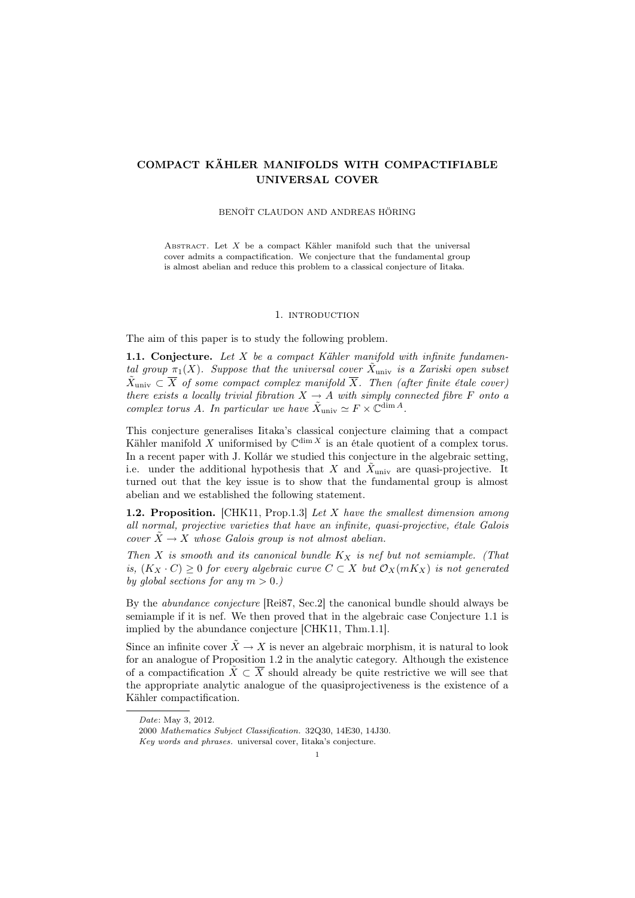# COMPACT KÄHLER MANIFOLDS WITH COMPACTIFIABLE UNIVERSAL COVER

BENOÎT CLAUDON AND ANDREAS HÖRING

Abstract. Let $X$ be a compact Kähler manifold such that the universal cover admits a compactification. We conjecture that the fundamental group is almost abelian and reduce this problem to a classical conjecture of Iitaka.

## 1. introduction

The aim of this paper is to study the following problem.

**1.1. Conjecture.** *Let $X$ be a compact Kähler manifold with infinite fundamental group $\pi_1(X)$. Suppose that the universal cover $\tilde{X}_{\text{univ}}$ is a Zariski open subset $\tilde{X}_{\text{univ}} \subset \overline{X}$ of some compact complex manifold $\overline{X}$. Then (after finite étale cover) there exists a locally trivial fibration $X \to A$ with simply connected fibre $F$ onto a complex torus $A$. In particular we have $\tilde{X}_{\text{univ}} \simeq F \times \mathbb{C}^{\dim A}$.*

This conjecture generalises Iitaka's classical conjecture claiming that a compact Kähler manifold $X$ uniformised by $\mathbb{C}^{\dim X}$ is an étale quotient of a complex torus. In a recent paper with J. Kollár we studied this conjecture in the algebraic setting, i.e. under the additional hypothesis that $X$ and $\tilde{X}_{\text{univ}}$ are quasi-projective. It turned out that the key issue is to show that the fundamental group is almost abelian and we established the following statement.

**1.2. Proposition.** [CHK11, Prop.1.3] *Let $X$ have the smallest dimension among all normal, projective varieties that have an infinite, quasi-projective, étale Galois cover $\tilde{X} \to X$ whose Galois group is not almost abelian.*

*Then $X$ is smooth and its canonical bundle $K_X$ is nef but not semiample. (That is, $(K_X \cdot C) \geq 0$ for every algebraic curve $C \subset X$ but $\mathcal{O}_X(mK_X)$ is not generated by global sections for any $m > 0$.)*

By the *abundance conjecture* [Rei87, Sec.2] the canonical bundle should always be semiample if it is nef. We then proved that in the algebraic case Conjecture 1.1 is implied by the abundance conjecture [CHK11, Thm.1.1].

Since an infinite cover $\tilde{X} \to X$ is never an algebraic morphism, it is natural to look for an analogue of Proposition 1.2 in the analytic category. Although the existence of a compactification $\tilde{X} \subset \overline{X}$ should already be quite restrictive we will see that the appropriate analytic analogue of the quasiprojectiveness is the existence of a Kähler compactification.

---

*Date*: May 3, 2012.

2000 *Mathematics Subject Classification.* 32Q30, 14E30, 14J30.

*Key words and phrases.* universal cover, Iitaka's conjecture.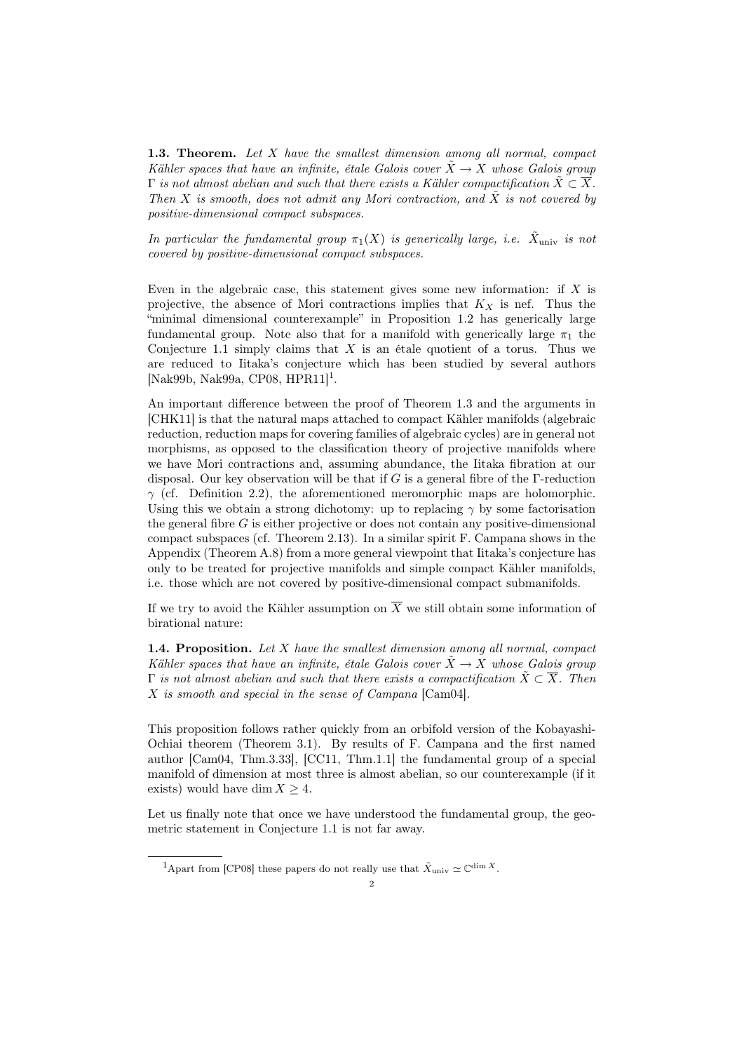**1.3. Theorem.** *Let $X$ have the smallest dimension among all normal, compact Kähler spaces that have an infinite, étale Galois cover $\tilde{X} \to X$ whose Galois group $\Gamma$ is not almost abelian and such that there exists a Kähler compactification $\tilde{X} \subset \overline{X}$. Then $X$ is smooth, does not admit any Mori contraction, and $\tilde{X}$ is not covered by positive-dimensional compact subspaces.*

*In particular the fundamental group $\pi_1(X)$ is generically large, i.e. $\tilde{X}_{\text{univ}}$ is not covered by positive-dimensional compact subspaces.*

Even in the algebraic case, this statement gives some new information: if $X$ is projective, the absence of Mori contractions implies that $K_X$ is nef. Thus the "minimal dimensional counterexample" in Proposition 1.2 has generically large fundamental group. Note also that for a manifold with generically large $\pi_1$ the Conjecture 1.1 simply claims that $X$ is an étale quotient of a torus. Thus we are reduced to Iitaka's conjecture which has been studied by several authors [Nak99b, Nak99a, CP08, HPR11][1].

An important difference between the proof of Theorem 1.3 and the arguments in [CHK11] is that the natural maps attached to compact Kähler manifolds (algebraic reduction, reduction maps for covering families of algebraic cycles) are in general not morphisms, as opposed to the classification theory of projective manifolds where we have Mori contractions and, assuming abundance, the Iitaka fibration at our disposal. Our key observation will be that if $G$ is a general fibre of the $\Gamma$-reduction $\gamma$ (cf. Definition 2.2), the aforementioned meromorphic maps are holomorphic. Using this we obtain a strong dichotomy: up to replacing $\gamma$ by some factorisation the general fibre $G$ is either projective or does not contain any positive-dimensional compact subspaces (cf. Theorem 2.13). In a similar spirit F. Campana shows in the Appendix (Theorem A.8) from a more general viewpoint that Iitaka's conjecture has only to be treated for projective manifolds and simple compact Kähler manifolds, i.e. those which are not covered by positive-dimensional compact submanifolds.

If we try to avoid the Kähler assumption on $\overline{X}$ we still obtain some information of birational nature:

**1.4. Proposition.** *Let $X$ have the smallest dimension among all normal, compact Kähler spaces that have an infinite, étale Galois cover $\tilde{X} \to X$ whose Galois group $\Gamma$ is not almost abelian and such that there exists a compactification $\tilde{X} \subset \overline{X}$. Then $X$ is smooth and special in the sense of Campana* [Cam04].

This proposition follows rather quickly from an orbifold version of the Kobayashi-Ochiai theorem (Theorem 3.1). By results of F. Campana and the first named author [Cam04, Thm.3.33], [CC11, Thm.1.1] the fundamental group of a special manifold of dimension at most three is almost abelian, so our counterexample (if it exists) would have $\dim X \geq 4$.

Let us finally note that once we have understood the fundamental group, the geometric statement in Conjecture 1.1 is not far away.

[1] Apart from [CP08] these papers do not really use that $\tilde{X}_{\text{univ}} \simeq \mathbb{C}^{\dim X}$.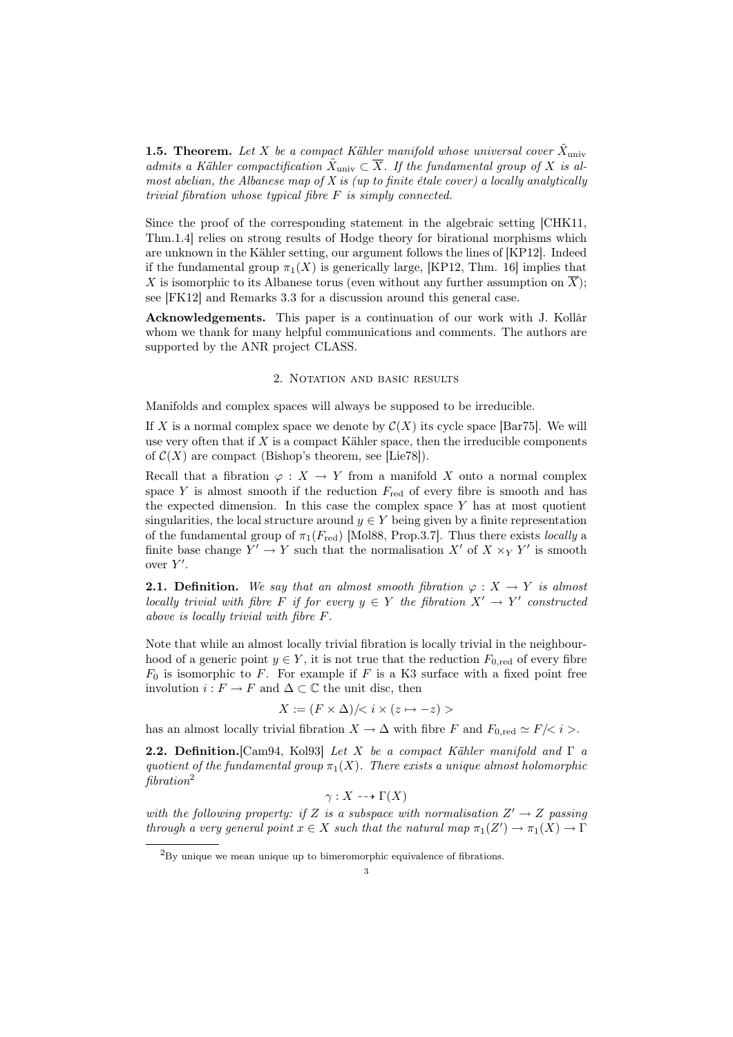**1.5. Theorem.** *Let $X$ be a compact Kähler manifold whose universal cover $\tilde{X}_{\mathrm{univ}}$ admits a Kähler compactification $\tilde{X}_{\mathrm{univ}} \subset \overline{X}$. If the fundamental group of $X$ is almost abelian, the Albanese map of $X$ is (up to finite étale cover) a locally analytically trivial fibration whose typical fibre $F$ is simply connected.*

Since the proof of the corresponding statement in the algebraic setting [CHK11, Thm.1.4] relies on strong results of Hodge theory for birational morphisms which are unknown in the Kähler setting, our argument follows the lines of [KP12]. Indeed if the fundamental group $\pi_1(X)$ is generically large, [KP12, Thm. 16] implies that $X$ is isomorphic to its Albanese torus (even without any further assumption on $\overline{X}$); see [FK12] and Remarks 3.3 for a discussion around this general case.

**Acknowledgements.** This paper is a continuation of our work with J. Kollár whom we thank for many helpful communications and comments. The authors are supported by the ANR project CLASS.

## 2. Notation and basic results

Manifolds and complex spaces will always be supposed to be irreducible.

If $X$ is a normal complex space we denote by $\mathcal{C}(X)$ its cycle space [Bar75]. We will use very often that if $X$ is a compact Kähler space, then the irreducible components of $\mathcal{C}(X)$ are compact (Bishop's theorem, see [Lie78]).

Recall that a fibration $\varphi : X \to Y$ from a manifold $X$ onto a normal complex space $Y$ is almost smooth if the reduction $F_{\mathrm{red}}$ of every fibre is smooth and has the expected dimension. In this case the complex space $Y$ has at most quotient singularities, the local structure around $y \in Y$ being given by a finite representation of the fundamental group of $\pi_1(F_{\mathrm{red}})$ [Mol88, Prop.3.7]. Thus there exists *locally* a finite base change $Y' \to Y$ such that the normalisation $X'$ of $X \times_Y Y'$ is smooth over $Y'$.

**2.1. Definition.** *We say that an almost smooth fibration $\varphi : X \to Y$ is almost locally trivial with fibre $F$ if for every $y \in Y$ the fibration $X' \to Y'$ constructed above is locally trivial with fibre $F$.*

Note that while an almost locally trivial fibration is locally trivial in the neighbourhood of a generic point $y \in Y$, it is not true that the reduction $F_{0,\mathrm{red}}$ of every fibre $F_0$ is isomorphic to $F$. For example if $F$ is a K3 surface with a fixed point free involution $i : F \to F$ and $\Delta \subset \mathbb{C}$ the unit disc, then

$$X := (F \times \Delta)/ < i \times (z \mapsto -z) >$$

has an almost locally trivial fibration $X \to \Delta$ with fibre $F$ and $F_{0,\mathrm{red}} \simeq F/ < i >$.

**2.2. Definition.**[Cam94, Kol93] *Let $X$ be a compact Kähler manifold and $\Gamma$ a quotient of the fundamental group $\pi_1(X)$. There exists a unique almost holomorphic fibration*[2]

$$\gamma : X \dashrightarrow \Gamma(X)$$

*with the following property: if $Z$ is a subspace with normalisation $Z' \to Z$ passing through a very general point $x \in X$ such that the natural map $\pi_1(Z') \to \pi_1(X) \to \Gamma$*

[2] By unique we mean unique up to bimeromorphic equivalence of fibrations.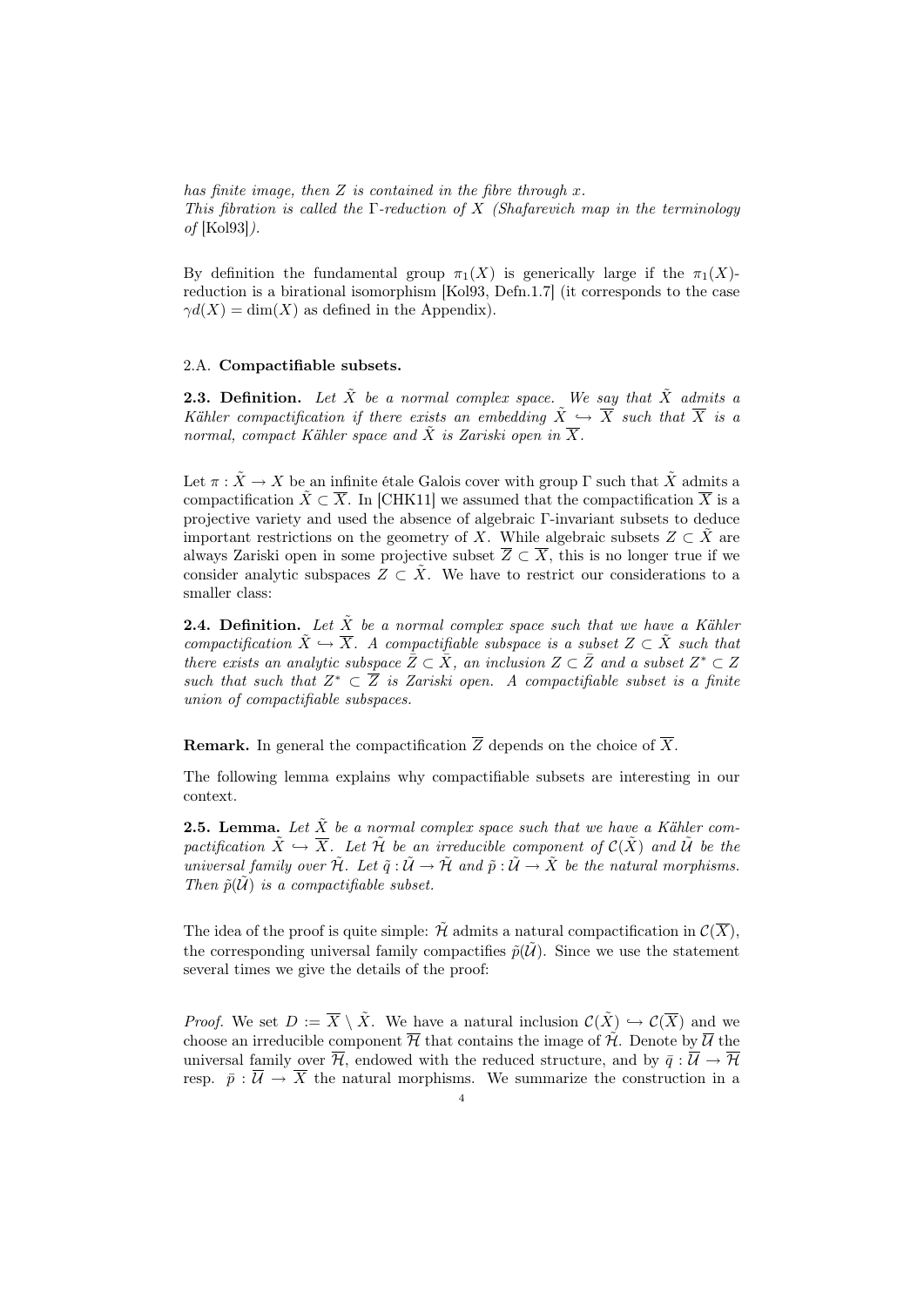*has finite image, then $Z$ is contained in the fibre through $x$.*
*This fibration is called the $\Gamma$-reduction of $X$ (Shafarevich map in the terminology of* [Kol93]*).*

By definition the fundamental group $\pi_1(X)$ is generically large if the $\pi_1(X)$-reduction is a birational isomorphism [Kol93, Defn.1.7] (it corresponds to the case $\gamma d(X) = \dim(X)$ as defined in the Appendix).

### 2.A. **Compactifiable subsets.**

**2.3. Definition.** *Let $\tilde{X}$ be a normal complex space. We say that $\tilde{X}$ admits a Kähler compactification if there exists an embedding $\tilde{X} \hookrightarrow \overline{X}$ such that $\overline{X}$ is a normal, compact Kähler space and $\tilde{X}$ is Zariski open in $\overline{X}$.*

Let $\pi : \tilde{X} \to X$ be an infinite étale Galois cover with group $\Gamma$ such that $\tilde{X}$ admits a compactification $\tilde{X} \subset \overline{X}$. In [CHK11] we assumed that the compactification $\overline{X}$ is a projective variety and used the absence of algebraic $\Gamma$-invariant subsets to deduce important restrictions on the geometry of $X$. While algebraic subsets $Z \subset \tilde{X}$ are always Zariski open in some projective subset $\overline{Z} \subset \overline{X}$, this is no longer true if we consider analytic subspaces $Z \subset \tilde{X}$. We have to restrict our considerations to a smaller class:

**2.4. Definition.** *Let $\tilde{X}$ be a normal complex space such that we have a Kähler compactification $\tilde{X} \hookrightarrow \overline{X}$. A compactifiable subspace is a subset $Z \subset \tilde{X}$ such that there exists an analytic subspace $\bar{Z} \subset \bar{X}$, an inclusion $Z \subset \bar{Z}$ and a subset $Z^* \subset Z$ such that such that $Z^* \subset \overline{Z}$ is Zariski open. A compactifiable subset is a finite union of compactifiable subspaces.*

**Remark.** In general the compactification $\overline{Z}$ depends on the choice of $\overline{X}$.

The following lemma explains why compactifiable subsets are interesting in our context.

**2.5. Lemma.** *Let $\tilde{X}$ be a normal complex space such that we have a Kähler compactification $\tilde{X} \hookrightarrow \overline{X}$. Let $\tilde{\mathcal{H}}$ be an irreducible component of $\mathcal{C}(\tilde{X})$ and $\tilde{\mathcal{U}}$ be the universal family over $\tilde{\mathcal{H}}$. Let $\tilde{q} : \tilde{\mathcal{U}} \to \tilde{\mathcal{H}}$ and $\tilde{p} : \tilde{\mathcal{U}} \to \tilde{X}$ be the natural morphisms. Then $\tilde{p}(\tilde{\mathcal{U}})$ is a compactifiable subset.*

The idea of the proof is quite simple: $\tilde{\mathcal{H}}$ admits a natural compactification in $\mathcal{C}(\overline{X})$, the corresponding universal family compactifies $\tilde{p}(\tilde{\mathcal{U}})$. Since we use the statement several times we give the details of the proof:

*Proof.* We set $D := \overline{X} \setminus \tilde{X}$. We have a natural inclusion $\mathcal{C}(\tilde{X}) \hookrightarrow \mathcal{C}(\overline{X})$ and we choose an irreducible component $\overline{\mathcal{H}}$ that contains the image of $\tilde{\mathcal{H}}$. Denote by $\overline{\mathcal{U}}$ the universal family over $\overline{\mathcal{H}}$, endowed with the reduced structure, and by $\bar{q} : \overline{\mathcal{U}} \to \overline{\mathcal{H}}$ resp. $\bar{p} : \overline{\mathcal{U}} \to \overline{X}$ the natural morphisms. We summarize the construction in a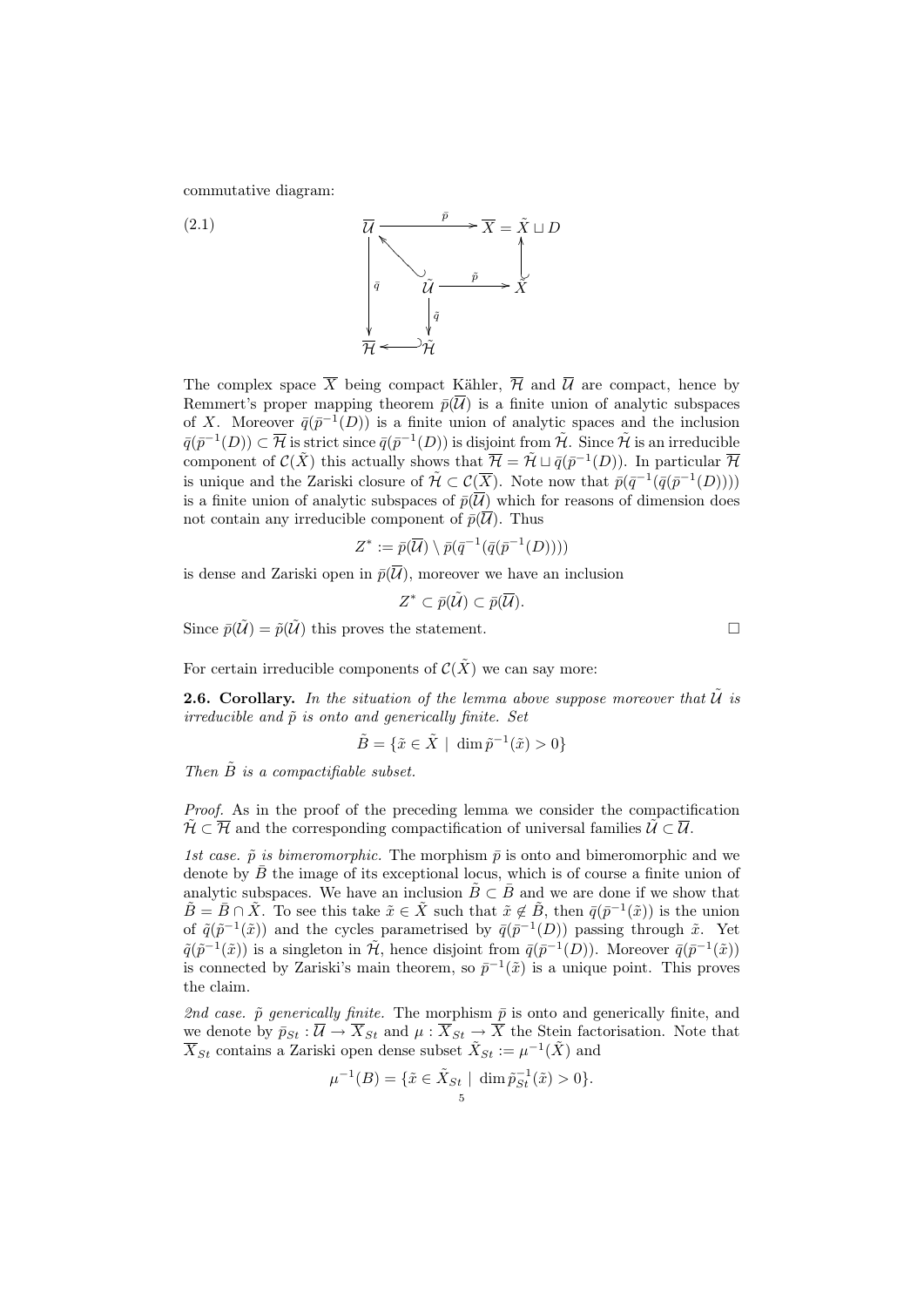commutative diagram:

$$
\begin{array}{ccccc}
\overline{\mathcal{U}} & & \xrightarrow{\bar{p}} & & \overline{X} = \tilde{X} \sqcup D \\
& \nwarrow & & & \uparrow \\
\downarrow \bar{q} & & \tilde{\mathcal{U}} & \xrightarrow{\tilde{p}} & \tilde{X} \\
& & \downarrow \tilde{q} & & \\
\overline{\mathcal{H}} & \hookleftarrow & \tilde{\mathcal{H}} & &
\end{array}
\tag{2.1}
$$

The complex space $\overline{X}$ being compact Kähler, $\overline{\mathcal{H}}$ and $\overline{\mathcal{U}}$ are compact, hence by Remmert's proper mapping theorem $\bar{p}(\overline{\mathcal{U}})$ is a finite union of analytic subspaces of $X$. Moreover $\bar{q}(\bar{p}^{-1}(D))$ is a finite union of analytic spaces and the inclusion $\bar{q}(\bar{p}^{-1}(D)) \subset \overline{\mathcal{H}}$ is strict since $\bar{q}(\bar{p}^{-1}(D))$ is disjoint from $\tilde{\mathcal{H}}$. Since $\tilde{\mathcal{H}}$ is an irreducible component of $\mathcal{C}(\tilde{X})$ this actually shows that $\overline{\mathcal{H}} = \tilde{\mathcal{H}} \sqcup \bar{q}(\bar{p}^{-1}(D))$. In particular $\overline{\mathcal{H}}$ is unique and the Zariski closure of $\tilde{\mathcal{H}} \subset \mathcal{C}(\overline{X})$. Note now that $\bar{p}(\bar{q}^{-1}(\bar{q}(\bar{p}^{-1}(D))))$ is a finite union of analytic subspaces of $\bar{p}(\overline{\mathcal{U}})$ which for reasons of dimension does not contain any irreducible component of $\bar{p}(\overline{\mathcal{U}})$. Thus

$$Z^* := \bar{p}(\overline{\mathcal{U}}) \setminus \bar{p}(\bar{q}^{-1}(\bar{q}(\bar{p}^{-1}(D))))$$

is dense and Zariski open in $\bar{p}(\overline{\mathcal{U}})$, moreover we have an inclusion

$$Z^* \subset \bar{p}(\tilde{\mathcal{U}}) \subset \bar{p}(\overline{\mathcal{U}}).$$

Since $\bar{p}(\tilde{\mathcal{U}}) = \tilde{p}(\tilde{\mathcal{U}})$ this proves the statement. □

For certain irreducible components of $\mathcal{C}(\tilde{X})$ we can say more:

**2.6. Corollary.** *In the situation of the lemma above suppose moreover that $\tilde{\mathcal{U}}$ is irreducible and $\tilde{p}$ is onto and generically finite. Set*

$$\tilde{B} = \{\tilde{x} \in \tilde{X} \mid \dim \tilde{p}^{-1}(\tilde{x}) > 0\}$$

*Then $\tilde{B}$ is a compactifiable subset.*

*Proof.* As in the proof of the preceding lemma we consider the compactification $\tilde{\mathcal{H}} \subset \overline{\mathcal{H}}$ and the corresponding compactification of universal families $\tilde{\mathcal{U}} \subset \overline{\mathcal{U}}$.

*1st case. $\tilde{p}$ is bimeromorphic.* The morphism $\bar{p}$ is onto and bimeromorphic and we denote by $\bar{B}$ the image of its exceptional locus, which is of course a finite union of analytic subspaces. We have an inclusion $\tilde{B} \subset \bar{B}$ and we are done if we show that $\tilde{B} = \bar{B} \cap \tilde{X}$. To see this take $\tilde{x} \in \tilde{X}$ such that $\tilde{x} \notin \tilde{B}$, then $\bar{q}(\bar{p}^{-1}(\tilde{x}))$ is the union of $\tilde{q}(\tilde{p}^{-1}(\tilde{x}))$ and the cycles parametrised by $\bar{q}(\bar{p}^{-1}(D))$ passing through $\tilde{x}$. Yet $\tilde{q}(\tilde{p}^{-1}(\tilde{x}))$ is a singleton in $\tilde{\mathcal{H}}$, hence disjoint from $\bar{q}(\bar{p}^{-1}(D))$. Moreover $\bar{q}(\bar{p}^{-1}(\tilde{x}))$ is connected by Zariski's main theorem, so $\bar{p}^{-1}(\tilde{x})$ is a unique point. This proves the claim.

*2nd case. $\tilde{p}$ generically finite.* The morphism $\bar{p}$ is onto and generically finite, and we denote by $\bar{p}_{St} : \overline{\mathcal{U}} \to \overline{X}_{St}$ and $\mu : \overline{X}_{St} \to \overline{X}$ the Stein factorisation. Note that $\overline{X}_{St}$ contains a Zariski open dense subset $\tilde{X}_{St} := \mu^{-1}(\tilde{X})$ and

$$\mu^{-1}(B) = \{\tilde{x} \in \tilde{X}_{St} \mid \dim \tilde{p}_{St}^{-1}(\tilde{x}) > 0\}.$$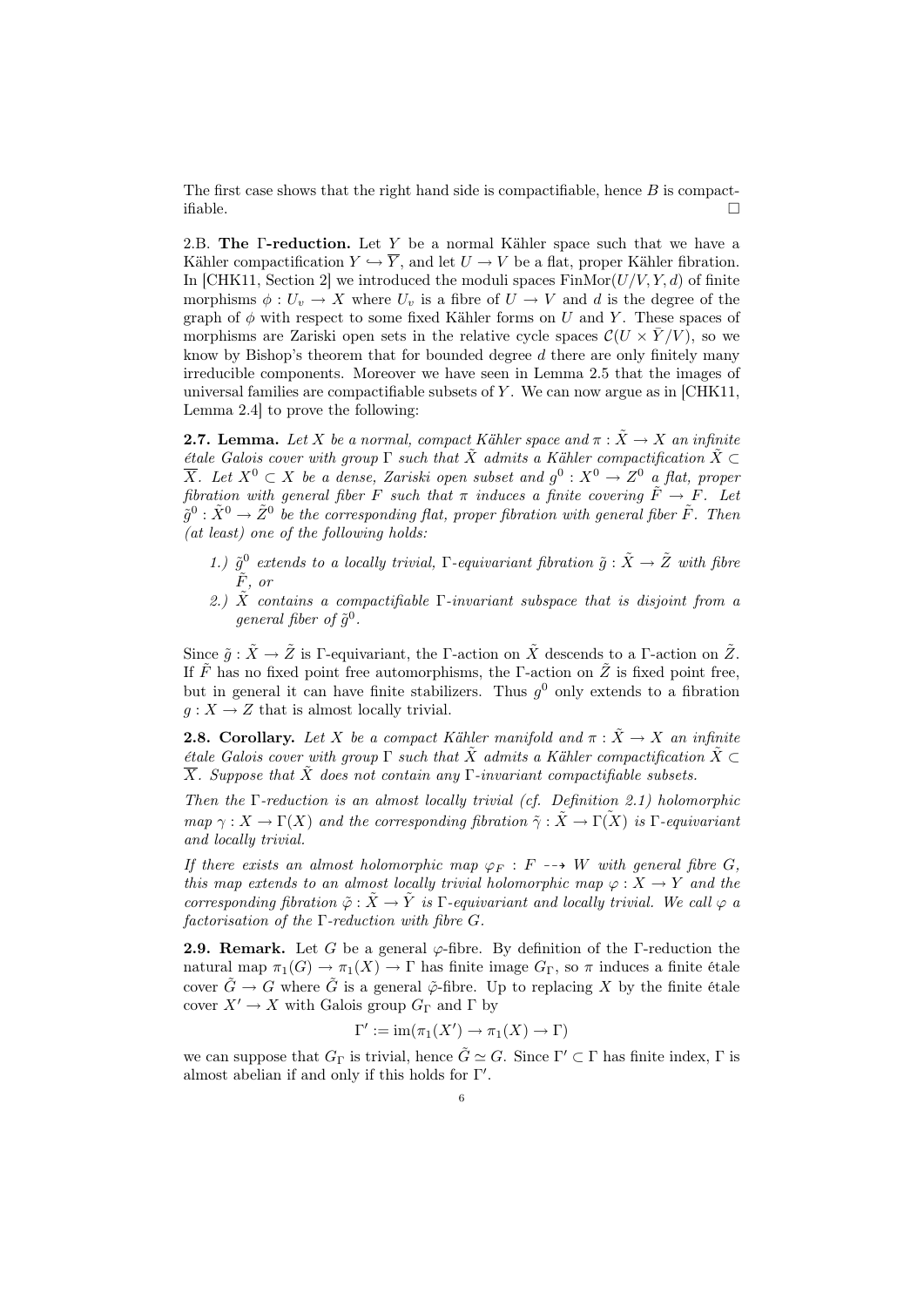The first case shows that the right hand side is compactifiable, hence $B$ is compactifiable. □

2.B. **The Γ-reduction.** Let $Y$ be a normal Kähler space such that we have a Kähler compactification $Y \hookrightarrow \overline{Y}$, and let $U \to V$ be a flat, proper Kähler fibration. In [CHK11, Section 2] we introduced the moduli spaces $\mathrm{FinMor}(U/V, Y, d)$ of finite morphisms $\phi : U_v \to X$ where $U_v$ is a fibre of $U \to V$ and $d$ is the degree of the graph of $\phi$ with respect to some fixed Kähler forms on $U$ and $Y$. These spaces of morphisms are Zariski open sets in the relative cycle spaces $\mathcal{C}(U \times \bar{Y}/V)$, so we know by Bishop's theorem that for bounded degree $d$ there are only finitely many irreducible components. Moreover we have seen in Lemma 2.5 that the images of universal families are compactifiable subsets of $Y$. We can now argue as in [CHK11, Lemma 2.4] to prove the following:

**2.7. Lemma.** *Let $X$ be a normal, compact Kähler space and $\pi : \tilde{X} \to X$ an infinite étale Galois cover with group $\Gamma$ such that $\tilde{X}$ admits a Kähler compactification $\tilde{X} \subset \overline{X}$. Let $X^0 \subset X$ be a dense, Zariski open subset and $g^0 : X^0 \to Z^0$ a flat, proper fibration with general fiber $F$ such that $\pi$ induces a finite covering $\tilde{F} \to F$. Let $\tilde{g}^0 : \tilde{X}^0 \to \tilde{Z}^0$ be the corresponding flat, proper fibration with general fiber $\tilde{F}$. Then (at least) one of the following holds:*

- *1.) $\tilde{g}^0$ extends to a locally trivial, $\Gamma$-equivariant fibration $\tilde{g} : \tilde{X} \to \tilde{Z}$ with fibre $\tilde{F}$, or*
- *2.) $\tilde{X}$ contains a compactifiable $\Gamma$-invariant subspace that is disjoint from a general fiber of $\tilde{g}^0$.*

Since $\tilde{g} : \tilde{X} \to \tilde{Z}$ is $\Gamma$-equivariant, the $\Gamma$-action on $\tilde{X}$ descends to a $\Gamma$-action on $\tilde{Z}$. If $\tilde{F}$ has no fixed point free automorphisms, the $\Gamma$-action on $\tilde{Z}$ is fixed point free, but in general it can have finite stabilizers. Thus $g^0$ only extends to a fibration $g : X \to Z$ that is almost locally trivial.

**2.8. Corollary.** *Let $X$ be a compact Kähler manifold and $\pi : \tilde{X} \to X$ an infinite étale Galois cover with group $\Gamma$ such that $\tilde{X}$ admits a Kähler compactification $\tilde{X} \subset \overline{X}$. Suppose that $\tilde{X}$ does not contain any $\Gamma$-invariant compactifiable subsets.*

*Then the $\Gamma$-reduction is an almost locally trivial (cf. Definition 2.1) holomorphic map $\gamma : X \to \Gamma(X)$ and the corresponding fibration $\tilde{\gamma} : \tilde{X} \to \tilde{\Gamma(X)}$ is $\Gamma$-equivariant and locally trivial.*

*If there exists an almost holomorphic map $\varphi_F : F \dashrightarrow W$ with general fibre $G$, this map extends to an almost locally trivial holomorphic map $\varphi : X \to Y$ and the corresponding fibration $\tilde{\varphi} : \tilde{X} \to \tilde{Y}$ is $\Gamma$-equivariant and locally trivial. We call $\varphi$ a factorisation of the $\Gamma$-reduction with fibre $G$.*

**2.9. Remark.** Let $G$ be a general $\varphi$-fibre. By definition of the $\Gamma$-reduction the natural map $\pi_1(G) \to \pi_1(X) \to \Gamma$ has finite image $G_\Gamma$, so $\pi$ induces a finite étale cover $\tilde{G} \to G$ where $\tilde{G}$ is a general $\tilde{\varphi}$-fibre. Up to replacing $X$ by the finite étale cover $X' \to X$ with Galois group $G_\Gamma$ and $\Gamma$ by

$$\Gamma' := \mathrm{im}(\pi_1(X') \to \pi_1(X) \to \Gamma)$$

we can suppose that $G_\Gamma$ is trivial, hence $\tilde{G} \simeq G$. Since $\Gamma' \subset \Gamma$ has finite index, $\Gamma$ is almost abelian if and only if this holds for $\Gamma'$.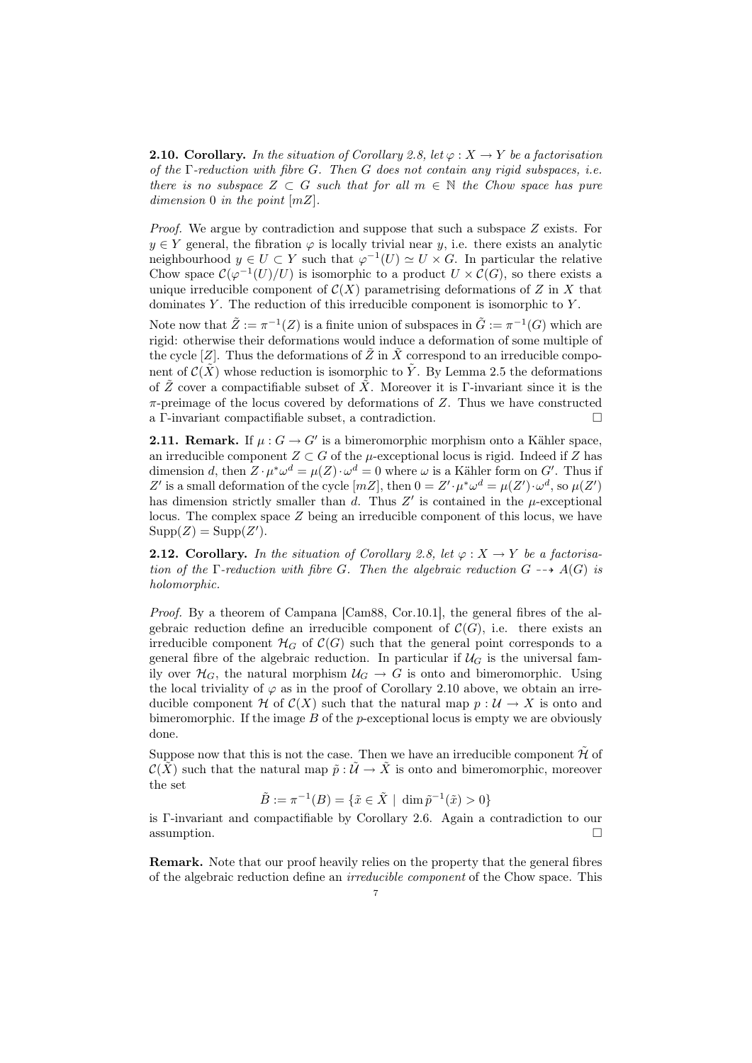**2.10. Corollary.** *In the situation of Corollary 2.8, let $\varphi : X \to Y$ be a factorisation of the $\Gamma$-reduction with fibre $G$. Then $G$ does not contain any rigid subspaces, i.e. there is no subspace $Z \subset G$ such that for all $m \in \mathbb{N}$ the Chow space has pure dimension $0$ in the point $[mZ]$.*

*Proof.* We argue by contradiction and suppose that such a subspace $Z$ exists. For $y \in Y$ general, the fibration $\varphi$ is locally trivial near $y$, i.e. there exists an analytic neighbourhood $y \in U \subset Y$ such that $\varphi^{-1}(U) \simeq U \times G$. In particular the relative Chow space $\mathcal{C}(\varphi^{-1}(U)/U)$ is isomorphic to a product $U \times \mathcal{C}(G)$, so there exists a unique irreducible component of $\mathcal{C}(X)$ parametrising deformations of $Z$ in $X$ that dominates $Y$. The reduction of this irreducible component is isomorphic to $Y$.

Note now that $\tilde{Z} := \pi^{-1}(Z)$ is a finite union of subspaces in $\tilde{G} := \pi^{-1}(G)$ which are rigid: otherwise their deformations would induce a deformation of some multiple of the cycle $[Z]$. Thus the deformations of $\tilde{Z}$ in $\tilde{X}$ correspond to an irreducible component of $\mathcal{C}(\tilde{X})$ whose reduction is isomorphic to $\tilde{Y}$. By Lemma 2.5 the deformations of $\tilde{Z}$ cover a compactifiable subset of $\tilde{X}$. Moreover it is $\Gamma$-invariant since it is the $\pi$-preimage of the locus covered by deformations of $Z$. Thus we have constructed a $\Gamma$-invariant compactifiable subset, a contradiction. $\square$

**2.11. Remark.** If $\mu : G \to G'$ is a bimeromorphic morphism onto a Kähler space, an irreducible component $Z \subset G$ of the $\mu$-exceptional locus is rigid. Indeed if $Z$ has dimension $d$, then $Z \cdot \mu^* \omega^d = \mu(Z) \cdot \omega^d = 0$ where $\omega$ is a Kähler form on $G'$. Thus if $Z'$ is a small deformation of the cycle $[mZ]$, then $0 = Z' \cdot \mu^* \omega^d = \mu(Z') \cdot \omega^d$, so $\mu(Z')$ has dimension strictly smaller than $d$. Thus $Z'$ is contained in the $\mu$-exceptional locus. The complex space $Z$ being an irreducible component of this locus, we have $\mathrm{Supp}(Z) = \mathrm{Supp}(Z')$.

**2.12. Corollary.** *In the situation of Corollary 2.8, let $\varphi : X \to Y$ be a factorisation of the $\Gamma$-reduction with fibre $G$. Then the algebraic reduction $G \dashrightarrow A(G)$ is holomorphic.*

*Proof.* By a theorem of Campana [Cam88, Cor.10.1], the general fibres of the algebraic reduction define an irreducible component of $\mathcal{C}(G)$, i.e. there exists an irreducible component $\mathcal{H}_G$ of $\mathcal{C}(G)$ such that the general point corresponds to a general fibre of the algebraic reduction. In particular if $\mathcal{U}_G$ is the universal family over $\mathcal{H}_G$, the natural morphism $\mathcal{U}_G \to G$ is onto and bimeromorphic. Using the local triviality of $\varphi$ as in the proof of Corollary 2.10 above, we obtain an irreducible component $\mathcal{H}$ of $\mathcal{C}(X)$ such that the natural map $p : \mathcal{U} \to X$ is onto and bimeromorphic. If the image $B$ of the $p$-exceptional locus is empty we are obviously done.

Suppose now that this is not the case. Then we have an irreducible component $\tilde{\mathcal{H}}$ of $\mathcal{C}(\tilde{X})$ such that the natural map $\tilde{p} : \tilde{\mathcal{U}} \to \tilde{X}$ is onto and bimeromorphic, moreover the set

$$\tilde{B} := \pi^{-1}(B) = \{\tilde{x} \in \tilde{X} \mid \dim \tilde{p}^{-1}(\tilde{x}) > 0\}$$

is $\Gamma$-invariant and compactifiable by Corollary 2.6. Again a contradiction to our assumption. $\square$

**Remark.** Note that our proof heavily relies on the property that the general fibres of the algebraic reduction define an *irreducible component* of the Chow space. This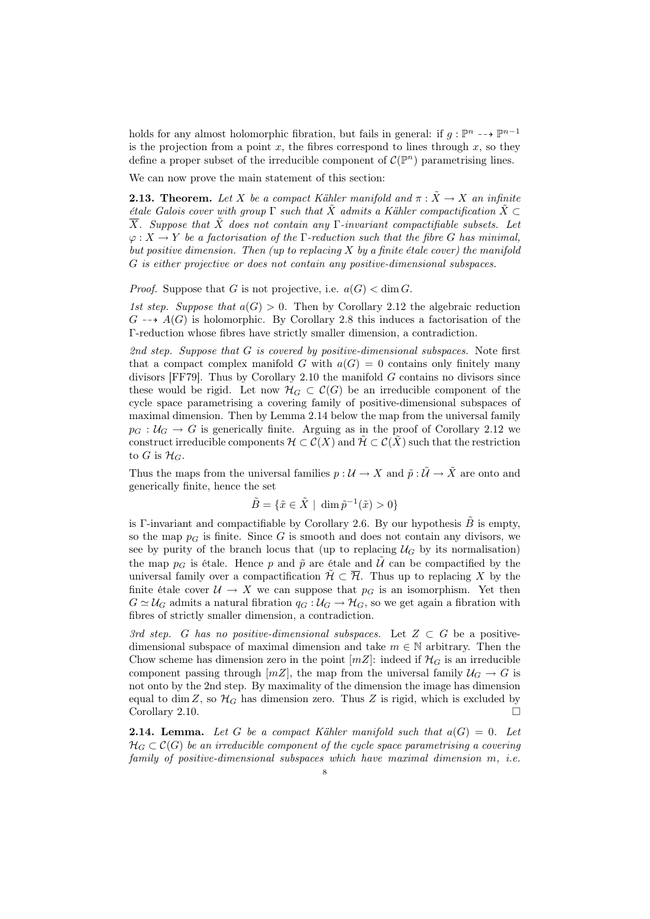holds for any almost holomorphic fibration, but fails in general: if $g : \mathbb{P}^n \dashrightarrow \mathbb{P}^{n-1}$ is the projection from a point $x$, the fibres correspond to lines through $x$, so they define a proper subset of the irreducible component of $\mathcal{C}(\mathbb{P}^n)$ parametrising lines.

We can now prove the main statement of this section:

**2.13. Theorem.** *Let $X$ be a compact Kähler manifold and $\pi : \tilde{X} \to X$ an infinite étale Galois cover with group $\Gamma$ such that $\tilde{X}$ admits a Kähler compactification $\tilde{X} \subset \overline{X}$. Suppose that $\tilde{X}$ does not contain any $\Gamma$-invariant compactifiable subsets. Let $\varphi : X \to Y$ be a factorisation of the $\Gamma$-reduction such that the fibre $G$ has minimal, but positive dimension. Then (up to replacing $X$ by a finite étale cover) the manifold $G$ is either projective or does not contain any positive-dimensional subspaces.*

*Proof.* Suppose that $G$ is not projective, i.e. $a(G) < \dim G$.

*1st step. Suppose that $a(G) > 0$.* Then by Corollary 2.12 the algebraic reduction $G \dashrightarrow A(G)$ is holomorphic. By Corollary 2.8 this induces a factorisation of the $\Gamma$-reduction whose fibres have strictly smaller dimension, a contradiction.

*2nd step. Suppose that $G$ is covered by positive-dimensional subspaces.* Note first that a compact complex manifold $G$ with $a(G) = 0$ contains only finitely many divisors [FF79]. Thus by Corollary 2.10 the manifold $G$ contains no divisors since these would be rigid. Let now $\mathcal{H}_G \subset \mathcal{C}(G)$ be an irreducible component of the cycle space parametrising a covering family of positive-dimensional subspaces of maximal dimension. Then by Lemma 2.14 below the map from the universal family $p_G : \mathcal{U}_G \to G$ is generically finite. Arguing as in the proof of Corollary 2.12 we construct irreducible components $\mathcal{H} \subset \mathcal{C}(X)$ and $\tilde{\mathcal{H}} \subset \mathcal{C}(\tilde{X})$ such that the restriction to $G$ is $\mathcal{H}_G$.

Thus the maps from the universal families $p : \mathcal{U} \to X$ and $\tilde{p} : \tilde{\mathcal{U}} \to \tilde{X}$ are onto and generically finite, hence the set

$$\tilde{B} = \{\tilde{x} \in \tilde{X} \mid \dim \tilde{p}^{-1}(\tilde{x}) > 0\}$$

is $\Gamma$-invariant and compactifiable by Corollary 2.6. By our hypothesis $\tilde{B}$ is empty, so the map $p_G$ is finite. Since $G$ is smooth and does not contain any divisors, we see by purity of the branch locus that (up to replacing $\mathcal{U}_G$ by its normalisation) the map $p_G$ is étale. Hence $p$ and $\tilde{p}$ are étale and $\tilde{\mathcal{U}}$ can be compactified by the universal family over a compactification $\tilde{\mathcal{H}} \subset \overline{\mathcal{H}}$. Thus up to replacing $X$ by the finite étale cover $\mathcal{U} \to X$ we can suppose that $p_G$ is an isomorphism. Yet then $G \simeq \mathcal{U}_G$ admits a natural fibration $q_G : \mathcal{U}_G \to \mathcal{H}_G$, so we get again a fibration with fibres of strictly smaller dimension, a contradiction.

*3rd step. $G$ has no positive-dimensional subspaces.* Let $Z \subset G$ be a positive-dimensional subspace of maximal dimension and take $m \in \mathbb{N}$ arbitrary. Then the Chow scheme has dimension zero in the point $[mZ]$: indeed if $\mathcal{H}_G$ is an irreducible component passing through $[mZ]$, the map from the universal family $\mathcal{U}_G \to G$ is not onto by the 2nd step. By maximality of the dimension the image has dimension equal to $\dim Z$, so $\mathcal{H}_G$ has dimension zero. Thus $Z$ is rigid, which is excluded by Corollary 2.10. $\square$

**2.14. Lemma.** *Let $G$ be a compact Kähler manifold such that $a(G) = 0$. Let $\mathcal{H}_G \subset \mathcal{C}(G)$ be an irreducible component of the cycle space parametrising a covering family of positive-dimensional subspaces which have maximal dimension $m$, i.e.*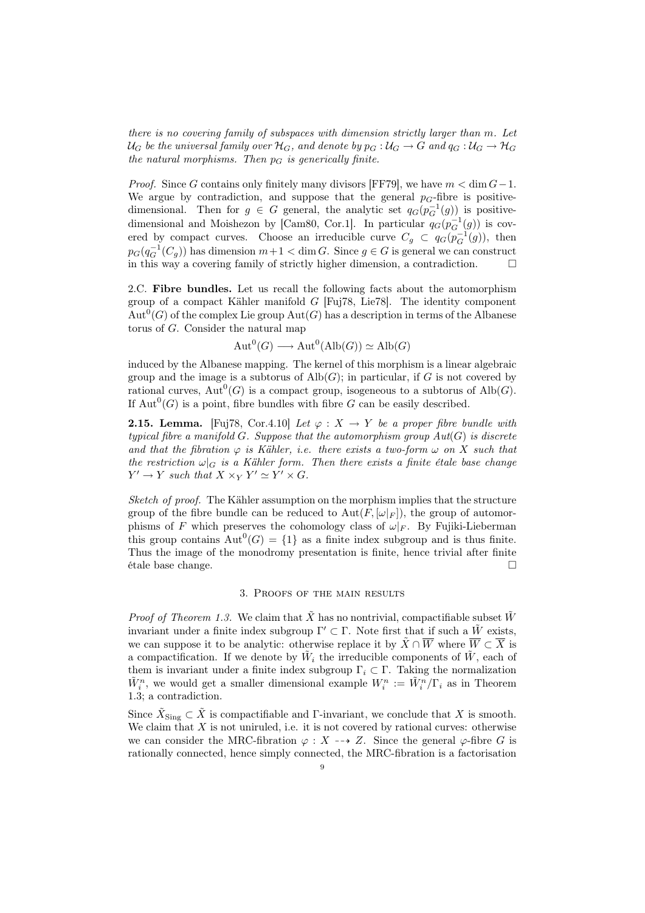*there is no covering family of subspaces with dimension strictly larger than $m$. Let $\mathcal{U}_G$ be the universal family over $\mathcal{H}_G$, and denote by $p_G : \mathcal{U}_G \to G$ and $q_G : \mathcal{U}_G \to \mathcal{H}_G$ the natural morphisms. Then $p_G$ is generically finite.*

*Proof.* Since $G$ contains only finitely many divisors [FF79], we have $m < \dim G - 1$. We argue by contradiction, and suppose that the general $p_G$-fibre is positive-dimensional. Then for $g \in G$ general, the analytic set $q_G(p_G^{-1}(g))$ is positive-dimensional and Moishezon by [Cam80, Cor.1]. In particular $q_G(p_G^{-1}(g))$ is covered by compact curves. Choose an irreducible curve $C_g \subset q_G(p_G^{-1}(g))$, then $p_G(q_G^{-1}(C_g))$ has dimension $m+1 < \dim G$. Since $g \in G$ is general we can construct in this way a covering family of strictly higher dimension, a contradiction. □

2.C. **Fibre bundles.** Let us recall the following facts about the automorphism group of a compact Kähler manifold $G$ [Fuj78, Lie78]. The identity component $\mathrm{Aut}^0(G)$ of the complex Lie group $\mathrm{Aut}(G)$ has a description in terms of the Albanese torus of $G$. Consider the natural map

$$\mathrm{Aut}^0(G) \longrightarrow \mathrm{Aut}^0(\mathrm{Alb}(G)) \simeq \mathrm{Alb}(G)$$

induced by the Albanese mapping. The kernel of this morphism is a linear algebraic group and the image is a subtorus of $\mathrm{Alb}(G)$; in particular, if $G$ is not covered by rational curves, $\mathrm{Aut}^0(G)$ is a compact group, isogeneous to a subtorus of $\mathrm{Alb}(G)$. If $\mathrm{Aut}^0(G)$ is a point, fibre bundles with fibre $G$ can be easily described.

**2.15. Lemma.** [Fuj78, Cor.4.10] *Let $\varphi : X \to Y$ be a proper fibre bundle with typical fibre a manifold $G$. Suppose that the automorphism group $Aut(G)$ is discrete and that the fibration $\varphi$ is Kähler, i.e. there exists a two-form $\omega$ on $X$ such that the restriction $\omega|_G$ is a Kähler form. Then there exists a finite étale base change $Y' \to Y$ such that $X \times_Y Y' \simeq Y' \times G$.*

*Sketch of proof.* The Kähler assumption on the morphism implies that the structure group of the fibre bundle can be reduced to $\mathrm{Aut}(F, [\omega|_F])$, the group of automorphisms of $F$ which preserves the cohomology class of $\omega|_F$. By Fujiki-Lieberman this group contains $\mathrm{Aut}^0(G) = \{1\}$ as a finite index subgroup and is thus finite. Thus the image of the monodromy presentation is finite, hence trivial after finite étale base change. □

## 3. Proofs of the main results

*Proof of Theorem 1.3.* We claim that $\tilde{X}$ has no nontrivial, compactifiable subset $\tilde{W}$ invariant under a finite index subgroup $\Gamma' \subset \Gamma$. Note first that if such a $\tilde{W}$ exists, we can suppose it to be analytic: otherwise replace it by $\tilde{X} \cap \overline{W}$ where $\overline{W} \subset \overline{X}$ is a compactification. If we denote by $\tilde{W}_i$ the irreducible components of $\tilde{W}$, each of them is invariant under a finite index subgroup $\Gamma_i \subset \Gamma$. Taking the normalization $\tilde{W}_i^n$, we would get a smaller dimensional example $W_i^n := \tilde{W}_i^n / \Gamma_i$ as in Theorem 1.3; a contradiction.

Since $\tilde{X}_{\mathrm{Sing}} \subset \tilde{X}$ is compactifiable and $\Gamma$-invariant, we conclude that $X$ is smooth. We claim that $X$ is not uniruled, i.e. it is not covered by rational curves: otherwise we can consider the MRC-fibration $\varphi : X \dashrightarrow Z$. Since the general $\varphi$-fibre $G$ is rationally connected, hence simply connected, the MRC-fibration is a factorisation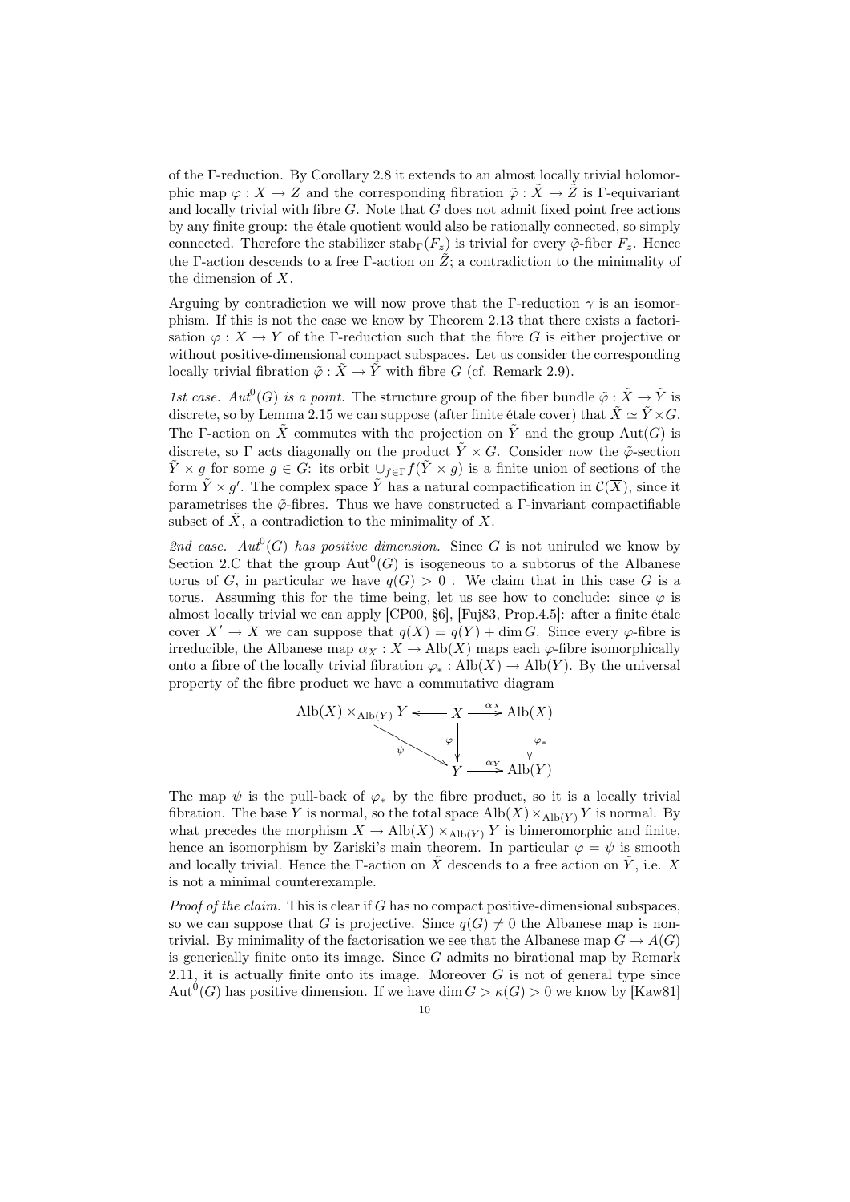of the Γ-reduction. By Corollary 2.8 it extends to an almost locally trivial holomorphic map $\varphi : X \to Z$ and the corresponding fibration $\tilde{\varphi} : \tilde{X} \to \tilde{Z}$ is Γ-equivariant and locally trivial with fibre $G$. Note that $G$ does not admit fixed point free actions by any finite group: the étale quotient would also be rationally connected, so simply connected. Therefore the stabilizer $\mathrm{stab}_\Gamma(F_z)$ is trivial for every $\tilde{\varphi}$-fiber $F_z$. Hence the Γ-action descends to a free Γ-action on $\tilde{Z}$; a contradiction to the minimality of the dimension of $X$.

Arguing by contradiction we will now prove that the Γ-reduction $\gamma$ is an isomorphism. If this is not the case we know by Theorem 2.13 that there exists a factorisation $\varphi : X \to Y$ of the Γ-reduction such that the fibre $G$ is either projective or without positive-dimensional compact subspaces. Let us consider the corresponding locally trivial fibration $\tilde{\varphi} : \tilde{X} \to \tilde{Y}$ with fibre $G$ (cf. Remark 2.9).

*1st case. $Aut^0(G)$ is a point.* The structure group of the fiber bundle $\tilde{\varphi} : \tilde{X} \to \tilde{Y}$ is discrete, so by Lemma 2.15 we can suppose (after finite étale cover) that $\tilde{X} \simeq \tilde{Y} \times G$. The Γ-action on $\tilde{X}$ commutes with the projection on $\tilde{Y}$ and the group $\mathrm{Aut}(G)$ is discrete, so Γ acts diagonally on the product $\tilde{Y} \times G$. Consider now the $\tilde{\varphi}$-section $\tilde{Y} \times g$ for some $g \in G$: its orbit $\cup_{f \in \Gamma} f(\tilde{Y} \times g)$ is a finite union of sections of the form $\tilde{Y} \times g'$. The complex space $\tilde{Y}$ has a natural compactification in $\mathcal{C}(\overline{X})$, since it parametrises the $\tilde{\varphi}$-fibres. Thus we have constructed a Γ-invariant compactifiable subset of $\tilde{X}$, a contradiction to the minimality of $X$.

*2nd case. $Aut^0(G)$ has positive dimension.* Since $G$ is not uniruled we know by Section 2.C that the group $\mathrm{Aut}^0(G)$ is isogeneous to a subtorus of the Albanese torus of $G$, in particular we have $q(G) > 0$ . We claim that in this case $G$ is a torus. Assuming this for the time being, let us see how to conclude: since $\varphi$ is almost locally trivial we can apply [CP00, §6], [Fuj83, Prop.4.5]: after a finite étale cover $X' \to X$ we can suppose that $q(X) = q(Y) + \dim G$. Since every $\varphi$-fibre is irreducible, the Albanese map $\alpha_X : X \to \mathrm{Alb}(X)$ maps each $\varphi$-fibre isomorphically onto a fibre of the locally trivial fibration $\varphi_* : \mathrm{Alb}(X) \to \mathrm{Alb}(Y)$. By the universal property of the fibre product we have a commutative diagram

$$
\begin{array}{ccccc}
\mathrm{Alb}(X) \times_{\mathrm{Alb}(Y)} Y & \longleftarrow & X & \xrightarrow{\alpha_X} & \mathrm{Alb}(X) \\
& \searrow^{\psi} & \downarrow{\scriptstyle\varphi} & & \downarrow{\scriptstyle\varphi_*} \\
& & Y & \xrightarrow{\alpha_Y} & \mathrm{Alb}(Y)
\end{array}
$$

The map $\psi$ is the pull-back of $\varphi_*$ by the fibre product, so it is a locally trivial fibration. The base $Y$ is normal, so the total space $\mathrm{Alb}(X) \times_{\mathrm{Alb}(Y)} Y$ is normal. By what precedes the morphism $X \to \mathrm{Alb}(X) \times_{\mathrm{Alb}(Y)} Y$ is bimeromorphic and finite, hence an isomorphism by Zariski's main theorem. In particular $\varphi = \psi$ is smooth and locally trivial. Hence the Γ-action on $\tilde{X}$ descends to a free action on $\tilde{Y}$, i.e. $X$ is not a minimal counterexample.

*Proof of the claim.* This is clear if $G$ has no compact positive-dimensional subspaces, so we can suppose that $G$ is projective. Since $q(G) \neq 0$ the Albanese map is nontrivial. By minimality of the factorisation we see that the Albanese map $G \to A(G)$ is generically finite onto its image. Since $G$ admits no birational map by Remark 2.11, it is actually finite onto its image. Moreover $G$ is not of general type since $\mathrm{Aut}^0(G)$ has positive dimension. If we have $\dim G > \kappa(G) > 0$ we know by [Kaw81]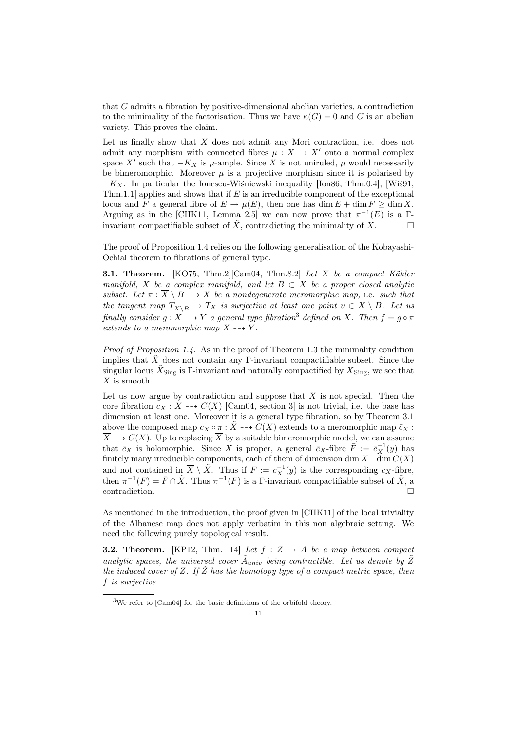that $G$ admits a fibration by positive-dimensional abelian varieties, a contradiction to the minimality of the factorisation. Thus we have $\kappa(G) = 0$ and $G$ is an abelian variety. This proves the claim.

Let us finally show that $X$ does not admit any Mori contraction, i.e. does not admit any morphism with connected fibres $\mu : X \to X'$ onto a normal complex space $X'$ such that $-K_X$ is $\mu$-ample. Since $X$ is not uniruled, $\mu$ would necessarily be bimeromorphic. Moreover $\mu$ is a projective morphism since it is polarised by $-K_X$. In particular the Ionescu-Wiśniewski inequality [Ion86, Thm.0.4], [Wiś91, Thm.1.1] applies and shows that if $E$ is an irreducible component of the exceptional locus and $F$ a general fibre of $E \to \mu(E)$, then one has $\dim E + \dim F \geq \dim X$. Arguing as in the [CHK11, Lemma 2.5] we can now prove that $\pi^{-1}(E)$ is a $\Gamma$-invariant compactifiable subset of $\tilde{X}$, contradicting the minimality of $X$. $\square$

The proof of Proposition 1.4 relies on the following generalisation of the Kobayashi-Ochiai theorem to fibrations of general type.

**3.1. Theorem.** [KO75, Thm.2][Cam04, Thm.8.2] *Let $X$ be a compact Kähler manifold, $\overline{X}$ be a complex manifold, and let $B \subset \overline{X}$ be a proper closed analytic subset. Let $\pi : \overline{X} \setminus B \dashrightarrow X$ be a nondegenerate meromorphic map,* i.e. *such that the tangent map $T_{\overline{X} \setminus B} \to T_X$ is surjective at least one point $v \in \overline{X} \setminus B$. Let us finally consider $g : X \dashrightarrow Y$ a general type fibration*[3] *defined on $X$. Then $f = g \circ \pi$ extends to a meromorphic map $\overline{X} \dashrightarrow Y$.*

*Proof of Proposition 1.4.* As in the proof of Theorem 1.3 the minimality condition implies that $\tilde{X}$ does not contain any $\Gamma$-invariant compactifiable subset. Since the singular locus $\tilde{X}_{\rm Sing}$ is $\Gamma$-invariant and naturally compactified by $\overline{X}_{\rm Sing}$, we see that $X$ is smooth.

Let us now argue by contradiction and suppose that $X$ is not special. Then the core fibration $c_X : X \dashrightarrow C(X)$ [Cam04, section 3] is not trivial, i.e. the base has dimension at least one. Moreover it is a general type fibration, so by Theorem 3.1 above the composed map $c_X \circ \pi : \tilde{X} \dashrightarrow C(X)$ extends to a meromorphic map $\bar{c}_X : \overline{X} \dashrightarrow C(X)$. Up to replacing $\overline{X}$ by a suitable bimeromorphic model, we can assume that $\bar{c}_X$ is holomorphic. Since $\overline{X}$ is proper, a general $\bar{c}_X$-fibre $\bar{F} := \bar{c}_X^{-1}(y)$ has finitely many irreducible components, each of them of dimension $\dim X - \dim C(X)$ and not contained in $\overline{X} \setminus \tilde{X}$. Thus if $F := c_X^{-1}(y)$ is the corresponding $c_X$-fibre, then $\pi^{-1}(F) = \bar{F} \cap \tilde{X}$. Thus $\pi^{-1}(F)$ is a $\Gamma$-invariant compactifiable subset of $\tilde{X}$, a contradiction. $\square$

As mentioned in the introduction, the proof given in [CHK11] of the local triviality of the Albanese map does not apply verbatim in this non algebraic setting. We need the following purely topological result.

**3.2. Theorem.** [KP12, Thm. 14] *Let $f : Z \to A$ be a map between compact analytic spaces, the universal cover $\tilde{A}_{univ}$ being contractible. Let us denote by $\tilde{Z}$ the induced cover of $Z$. If $\tilde{Z}$ has the homotopy type of a compact metric space, then $f$ is surjective.*

[3] We refer to [Cam04] for the basic definitions of the orbifold theory.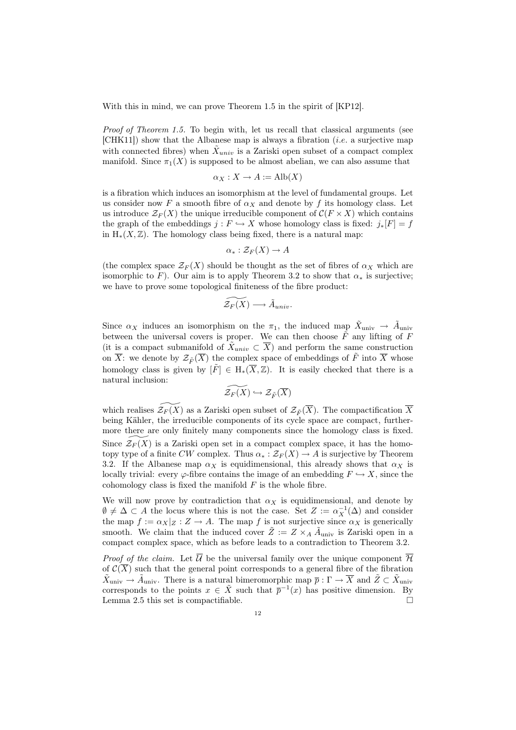With this in mind, we can prove Theorem 1.5 in the spirit of [KP12].

*Proof of Theorem 1.5.* To begin with, let us recall that classical arguments (see [CHK11]) show that the Albanese map is always a fibration (*i.e.* a surjective map with connected fibres) when $\tilde{X}_{univ}$ is a Zariski open subset of a compact complex manifold. Since $\pi_1(X)$ is supposed to be almost abelian, we can also assume that

$$\alpha_X : X \to A := \mathrm{Alb}(X)$$

is a fibration which induces an isomorphism at the level of fundamental groups. Let us consider now $F$ a smooth fibre of $\alpha_X$ and denote by $f$ its homology class. Let us introduce $\mathcal{Z}_F(X)$ the unique irreducible component of $\mathcal{C}(F \times X)$ which contains the graph of the embeddings $j : F \hookrightarrow X$ whose homology class is fixed: $j_*[F] = f$ in $\mathrm{H}_*(X, \mathbb{Z})$. The homology class being fixed, there is a natural map:

$$\alpha_* : \mathcal{Z}_F(X) \to A$$

(the complex space $\mathcal{Z}_F(X)$ should be thought as the set of fibres of $\alpha_X$ which are isomorphic to $F$). Our aim is to apply Theorem 3.2 to show that $\alpha_*$ is surjective; we have to prove some topological finiteness of the fibre product:

$$\widetilde{\mathcal{Z}_F(X)} \longrightarrow \tilde{A}_{univ}.$$

Since $\alpha_X$ induces an isomorphism on the $\pi_1$, the induced map $\tilde{X}_{\mathrm{univ}} \to \tilde{A}_{\mathrm{univ}}$ between the universal covers is proper. We can then choose $\tilde{F}$ any lifting of $F$ (it is a compact submanifold of $\tilde{X}_{univ} \subset \overline{X}$) and perform the same construction on $\overline{X}$: we denote by $\mathcal{Z}_{\tilde{F}}(\overline{X})$ the complex space of embeddings of $\tilde{F}$ into $\overline{X}$ whose homology class is given by $[\tilde{F}] \in \mathrm{H}_*(\overline{X}, \mathbb{Z})$. It is easily checked that there is a natural inclusion:

$$\widetilde{\mathcal{Z}_F(X)} \hookrightarrow \mathcal{Z}_{\tilde{F}}(\overline{X})$$

which realises $\widetilde{\mathcal{Z}_F(X)}$ as a Zariski open subset of $\mathcal{Z}_{\tilde{F}}(\overline{X})$. The compactification $\overline{X}$ being Kähler, the irreducible components of its cycle space are compact, furthermore there are only finitely many components since the homology class is fixed. Since $\widetilde{\mathcal{Z}_F(X)}$ is a Zariski open set in a compact complex space, it has the homotopy type of a finite $CW$ complex. Thus $\alpha_* : \mathcal{Z}_F(X) \to A$ is surjective by Theorem 3.2. If the Albanese map $\alpha_X$ is equidimensional, this already shows that $\alpha_X$ is locally trivial: every $\varphi$-fibre contains the image of an embedding $F \hookrightarrow X$, since the cohomology class is fixed the manifold $F$ is the whole fibre.

We will now prove by contradiction that $\alpha_X$ is equidimensional, and denote by $\emptyset \neq \Delta \subset A$ the locus where this is not the case. Set $Z := \alpha_X^{-1}(\Delta)$ and consider the map $f := \alpha_X|_Z : Z \to A$. The map $f$ is not surjective since $\alpha_X$ is generically smooth. We claim that the induced cover $\tilde{Z} := Z \times_A \tilde{A}_{\mathrm{univ}}$ is Zariski open in a compact complex space, which as before leads to a contradiction to Theorem 3.2.

*Proof of the claim.* Let $\overline{\mathcal{U}}$ be the universal family over the unique component $\overline{\mathcal{H}}$ of $\mathcal{C}(\overline{X})$ such that the general point corresponds to a general fibre of the fibration $\tilde{X}_{\mathrm{univ}} \to \tilde{A}_{\mathrm{univ}}$. There is a natural bimeromorphic map $\overline{p} : \Gamma \to \overline{X}$ and $\tilde{Z} \subset \tilde{X}_{\mathrm{univ}}$ corresponds to the points $x \in \tilde{X}$ such that $\overline{p}^{-1}(x)$ has positive dimension. By Lemma 2.5 this set is compactifiable. □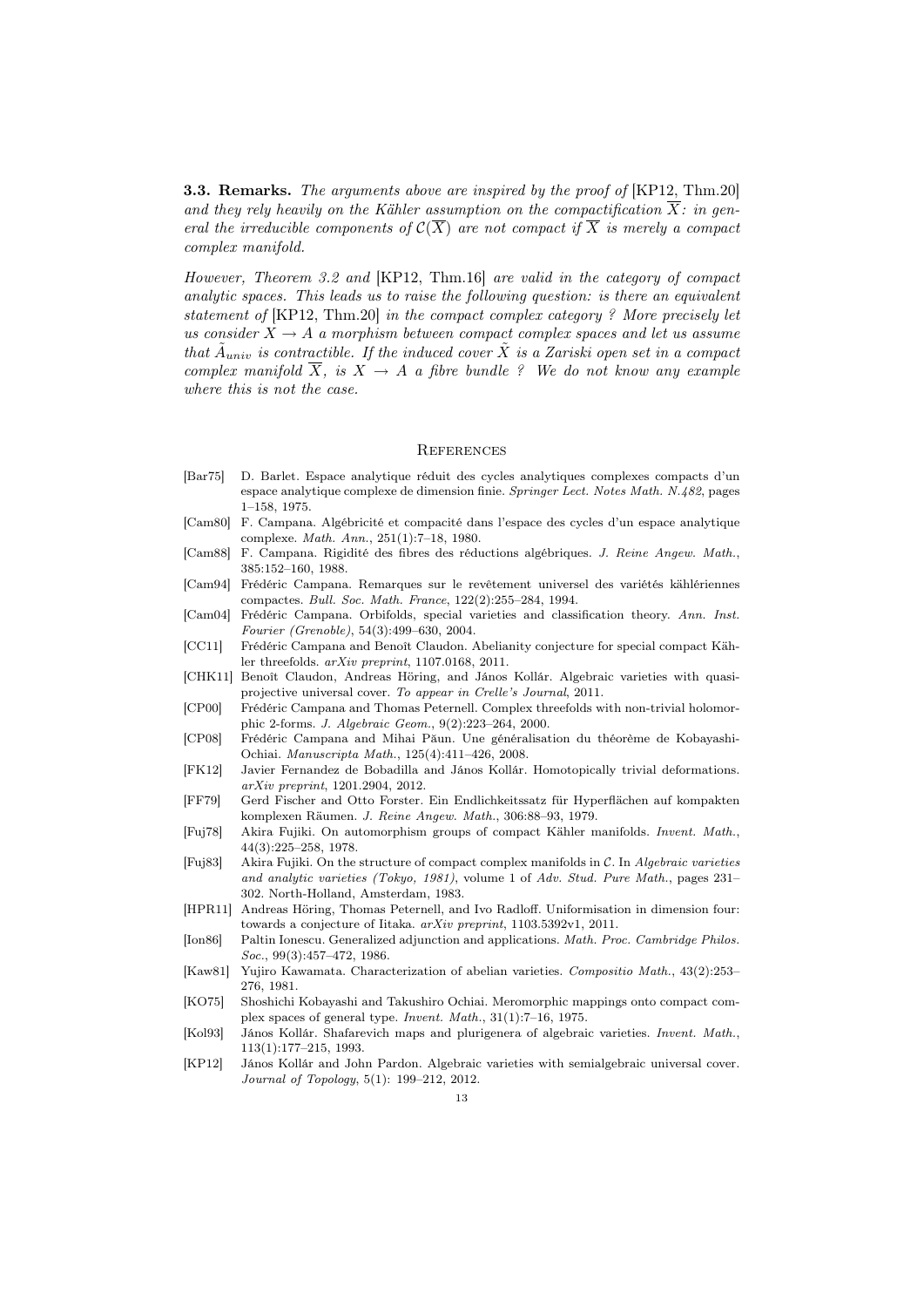**3.3. Remarks.** *The arguments above are inspired by the proof of* [KP12, Thm.20] *and they rely heavily on the Kähler assumption on the compactification $\overline{X}$: in general the irreducible components of $\mathcal{C}(\overline{X})$ are not compact if $\overline{X}$ is merely a compact complex manifold.*

*However, Theorem 3.2 and* [KP12, Thm.16] *are valid in the category of compact analytic spaces. This leads us to raise the following question: is there an equivalent statement of* [KP12, Thm.20] *in the compact complex category ? More precisely let us consider $X \to A$ a morphism between compact complex spaces and let us assume that $\tilde{A}_{univ}$ is contractible. If the induced cover $\tilde{X}$ is a Zariski open set in a compact complex manifold $\overline{X}$, is $X \to A$ a fibre bundle ? We do not know any example where this is not the case.*

## References

- [Bar75] D. Barlet. Espace analytique réduit des cycles analytiques complexes compacts d'un espace analytique complexe de dimension finie. *Springer Lect. Notes Math. N.482*, pages 1–158, 1975.
- [Cam80] F. Campana. Algébricité et compacité dans l'espace des cycles d'un espace analytique complexe. *Math. Ann.*, 251(1):7–18, 1980.
- [Cam88] F. Campana. Rigidité des fibres des réductions algébriques. *J. Reine Angew. Math.*, 385:152–160, 1988.
- [Cam94] Frédéric Campana. Remarques sur le revêtement universel des variétés kählériennes compactes. *Bull. Soc. Math. France*, 122(2):255–284, 1994.
- [Cam04] Frédéric Campana. Orbifolds, special varieties and classification theory. *Ann. Inst. Fourier (Grenoble)*, 54(3):499–630, 2004.
- [CC11] Frédéric Campana and Benoît Claudon. Abelianity conjecture for special compact Kähler threefolds. *arXiv preprint*, 1107.0168, 2011.
- [CHK11] Benoît Claudon, Andreas Höring, and János Kollár. Algebraic varieties with quasi-projective universal cover. *To appear in Crelle's Journal*, 2011.
- [CP00] Frédéric Campana and Thomas Peternell. Complex threefolds with non-trivial holomorphic 2-forms. *J. Algebraic Geom.*, 9(2):223–264, 2000.
- [CP08] Frédéric Campana and Mihai Păun. Une généralisation du théorème de Kobayashi-Ochiai. *Manuscripta Math.*, 125(4):411–426, 2008.
- [FK12] Javier Fernandez de Bobadilla and János Kollár. Homotopically trivial deformations. *arXiv preprint*, 1201.2904, 2012.
- [FF79] Gerd Fischer and Otto Forster. Ein Endlichkeitssatz für Hyperflächen auf kompakten komplexen Räumen. *J. Reine Angew. Math.*, 306:88–93, 1979.
- [Fuj78] Akira Fujiki. On automorphism groups of compact Kähler manifolds. *Invent. Math.*, 44(3):225–258, 1978.
- [Fuj83] Akira Fujiki. On the structure of compact complex manifolds in $\mathcal{C}$. In *Algebraic varieties and analytic varieties (Tokyo, 1981)*, volume 1 of *Adv. Stud. Pure Math.*, pages 231–302. North-Holland, Amsterdam, 1983.
- [HPR11] Andreas Höring, Thomas Peternell, and Ivo Radloff. Uniformisation in dimension four: towards a conjecture of Iitaka. *arXiv preprint*, 1103.5392v1, 2011.
- [Ion86] Paltin Ionescu. Generalized adjunction and applications. *Math. Proc. Cambridge Philos. Soc.*, 99(3):457–472, 1986.
- [Kaw81] Yujiro Kawamata. Characterization of abelian varieties. *Compositio Math.*, 43(2):253–276, 1981.
- [KO75] Shoshichi Kobayashi and Takushiro Ochiai. Meromorphic mappings onto compact complex spaces of general type. *Invent. Math.*, 31(1):7–16, 1975.
- [Kol93] János Kollár. Shafarevich maps and plurigenera of algebraic varieties. *Invent. Math.*, 113(1):177–215, 1993.
- [KP12] János Kollár and John Pardon. Algebraic varieties with semialgebraic universal cover. *Journal of Topology*, 5(1): 199–212, 2012.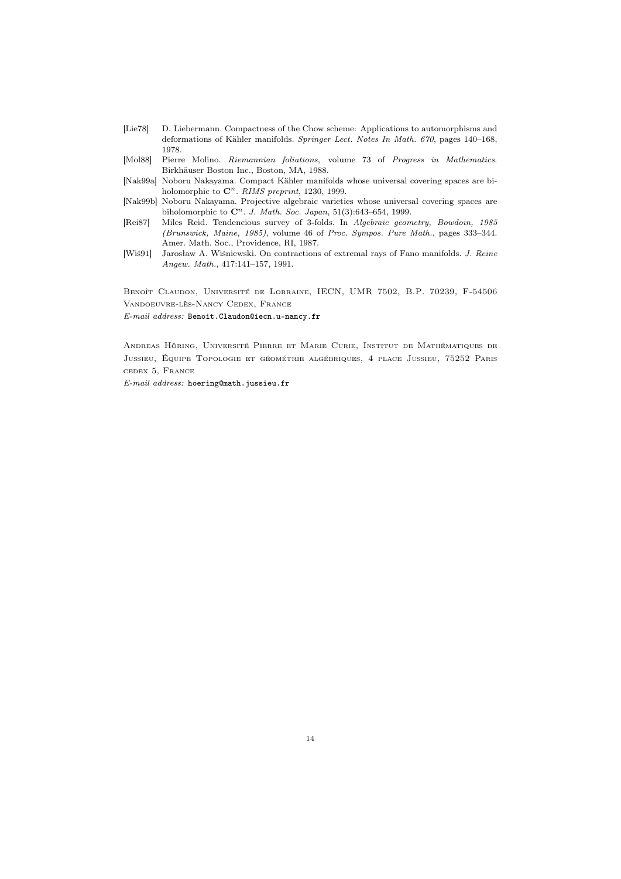- [Lie78] D. Liebermann. Compactness of the Chow scheme: Applications to automorphisms and deformations of Kähler manifolds. *Springer Lect. Notes In Math. 670*, pages 140–168, 1978.
- [Mol88] Pierre Molino. *Riemannian foliations*, volume 73 of *Progress in Mathematics*. Birkhäuser Boston Inc., Boston, MA, 1988.
- [Nak99a] Noboru Nakayama. Compact Kähler manifolds whose universal covering spaces are biholomorphic to $\mathbf{C}^n$. *RIMS preprint*, 1230, 1999.
- [Nak99b] Noboru Nakayama. Projective algebraic varieties whose universal covering spaces are biholomorphic to $\mathbf{C}^n$. *J. Math. Soc. Japan*, 51(3):643–654, 1999.
- [Rei87] Miles Reid. Tendencious survey of 3-folds. In *Algebraic geometry, Bowdoin, 1985 (Brunswick, Maine, 1985)*, volume 46 of *Proc. Sympos. Pure Math.*, pages 333–344. Amer. Math. Soc., Providence, RI, 1987.
- [Wiś91] Jarosław A. Wiśniewski. On contractions of extremal rays of Fano manifolds. *J. Reine Angew. Math.*, 417:141–157, 1991.

Benoît Claudon, Université de Lorraine, IECN, UMR 7502, B.P. 70239, F-54506 Vandoeuvre-lès-Nancy Cedex, France

*E-mail address:* Benoit.Claudon@iecn.u-nancy.fr

Andreas Höring, Université Pierre et Marie Curie, Institut de Mathématiques de Jussieu, Équipe Topologie et géométrie algébriques, 4 place Jussieu, 75252 Paris cedex 5, France

*E-mail address:* hoering@math.jussieu.fr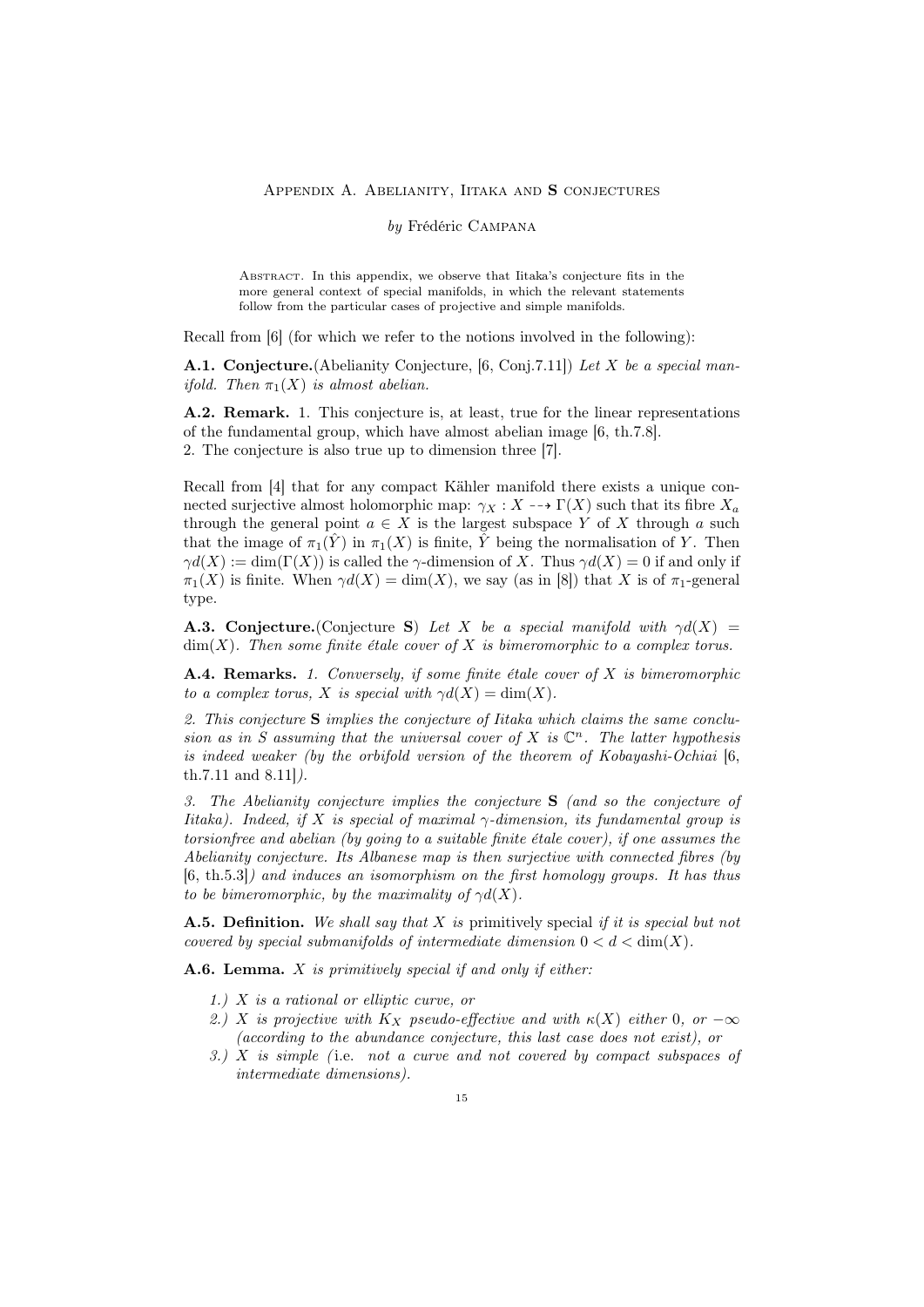## Appendix A. Abelianity, Iitaka and S conjectures

*by* Frédéric Campana

Abstract. In this appendix, we observe that Iitaka's conjecture fits in the more general context of special manifolds, in which the relevant statements follow from the particular cases of projective and simple manifolds.

Recall from [6] (for which we refer to the notions involved in the following):

**A.1. Conjecture.**(Abelianity Conjecture, [6, Conj.7.11]) *Let $X$ be a special manifold. Then $\pi_1(X)$ is almost abelian.*

**A.2. Remark.** 1. This conjecture is, at least, true for the linear representations of the fundamental group, which have almost abelian image [6, th.7.8].
2. The conjecture is also true up to dimension three [7].

Recall from [4] that for any compact Kähler manifold there exists a unique connected surjective almost holomorphic map: $\gamma_X : X \dashrightarrow \Gamma(X)$ such that its fibre $X_a$ through the general point $a \in X$ is the largest subspace $Y$ of $X$ through $a$ such that the image of $\pi_1(\hat{Y})$ in $\pi_1(X)$ is finite, $\hat{Y}$ being the normalisation of $Y$. Then $\gamma d(X) := \dim(\Gamma(X))$ is called the $\gamma$-dimension of $X$. Thus $\gamma d(X) = 0$ if and only if $\pi_1(X)$ is finite. When $\gamma d(X) = \dim(X)$, we say (as in [8]) that $X$ is of $\pi_1$-general type.

**A.3. Conjecture.**(Conjecture **S**) *Let $X$ be a special manifold with $\gamma d(X) = \dim(X)$. Then some finite étale cover of $X$ is bimeromorphic to a complex torus.*

**A.4. Remarks.** *1. Conversely, if some finite étale cover of $X$ is bimeromorphic to a complex torus, $X$ is special with $\gamma d(X) = \dim(X)$.*

*2. This conjecture* **S** *implies the conjecture of Iitaka which claims the same conclusion as in S assuming that the universal cover of $X$ is $\mathbb{C}^n$. The latter hypothesis is indeed weaker (by the orbifold version of the theorem of Kobayashi-Ochiai [6, th.7.11 and 8.11]).*

*3. The Abelianity conjecture implies the conjecture* **S** *(and so the conjecture of Iitaka). Indeed, if $X$ is special of maximal $\gamma$-dimension, its fundamental group is torsionfree and abelian (by going to a suitable finite étale cover), if one assumes the Abelianity conjecture. Its Albanese map is then surjective with connected fibres (by [6, th.5.3]) and induces an isomorphism on the first homology groups. It has thus to be bimeromorphic, by the maximality of $\gamma d(X)$.*

**A.5. Definition.** *We shall say that $X$ is* primitively special *if it is special but not covered by special submanifolds of intermediate dimension $0 < d < \dim(X)$.*

**A.6. Lemma.** *$X$ is primitively special if and only if either:*

*1.) $X$ is a rational or elliptic curve, or*
*2.) $X$ is projective with $K_X$ pseudo-effective and with $\kappa(X)$ either 0, or $-\infty$ (according to the abundance conjecture, this last case does not exist), or*
*3.) $X$ is simple (*i.e. *not a curve and not covered by compact subspaces of intermediate dimensions).*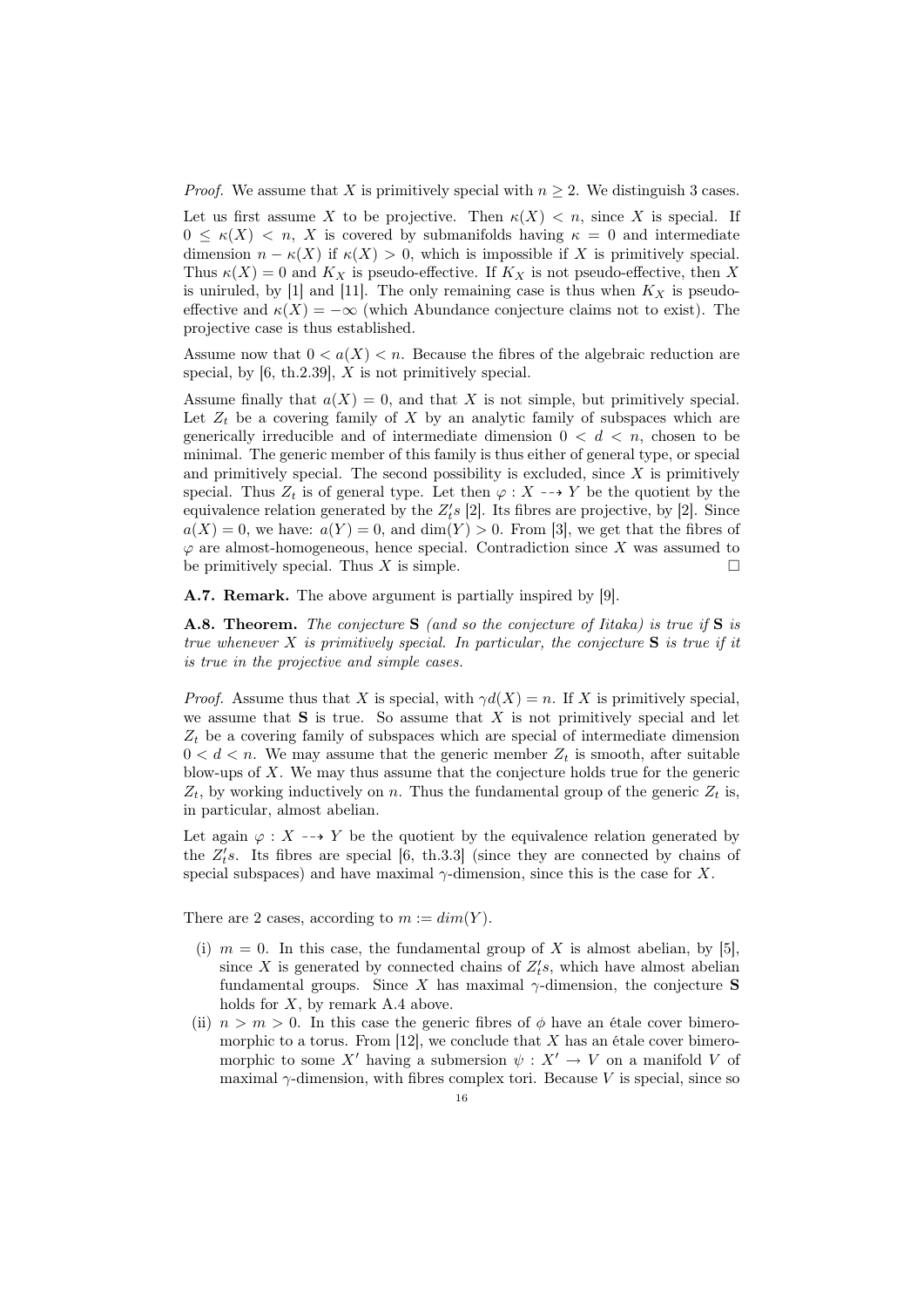*Proof.* We assume that $X$ is primitively special with $n \geq 2$. We distinguish 3 cases.

Let us first assume $X$ to be projective. Then $\kappa(X) < n$, since $X$ is special. If $0 \leq \kappa(X) < n$, $X$ is covered by submanifolds having $\kappa = 0$ and intermediate dimension $n - \kappa(X)$ if $\kappa(X) > 0$, which is impossible if $X$ is primitively special. Thus $\kappa(X) = 0$ and $K_X$ is pseudo-effective. If $K_X$ is not pseudo-effective, then $X$ is uniruled, by [1] and [11]. The only remaining case is thus when $K_X$ is pseudo-effective and $\kappa(X) = -\infty$ (which Abundance conjecture claims not to exist). The projective case is thus established.

Assume now that $0 < a(X) < n$. Because the fibres of the algebraic reduction are special, by [6, th.2.39], $X$ is not primitively special.

Assume finally that $a(X) = 0$, and that $X$ is not simple, but primitively special. Let $Z_t$ be a covering family of $X$ by an analytic family of subspaces which are generically irreducible and of intermediate dimension $0 < d < n$, chosen to be minimal. The generic member of this family is thus either of general type, or special and primitively special. The second possibility is excluded, since $X$ is primitively special. Thus $Z_t$ is of general type. Let then $\varphi : X \dashrightarrow Y$ be the quotient by the equivalence relation generated by the $Z_t's$ [2]. Its fibres are projective, by [2]. Since $a(X) = 0$, we have: $a(Y) = 0$, and $\dim(Y) > 0$. From [3], we get that the fibres of $\varphi$ are almost-homogeneous, hence special. Contradiction since $X$ was assumed to be primitively special. Thus $X$ is simple. $\square$

**A.7. Remark.** The above argument is partially inspired by [9].

**A.8. Theorem.** *The conjecture* **S** *(and so the conjecture of Iitaka) is true if* **S** *is true whenever $X$ is primitively special. In particular, the conjecture* **S** *is true if it is true in the projective and simple cases.*

*Proof.* Assume thus that $X$ is special, with $\gamma d(X) = n$. If $X$ is primitively special, we assume that **S** is true. So assume that $X$ is not primitively special and let $Z_t$ be a covering family of subspaces which are special of intermediate dimension $0 < d < n$. We may assume that the generic member $Z_t$ is smooth, after suitable blow-ups of $X$. We may thus assume that the conjecture holds true for the generic $Z_t$, by working inductively on $n$. Thus the fundamental group of the generic $Z_t$ is, in particular, almost abelian.

Let again $\varphi : X \dashrightarrow Y$ be the quotient by the equivalence relation generated by the $Z_t's$. Its fibres are special [6, th.3.3] (since they are connected by chains of special subspaces) and have maximal $\gamma$-dimension, since this is the case for $X$.

There are 2 cases, according to $m := dim(Y)$.

(i) $m = 0$. In this case, the fundamental group of $X$ is almost abelian, by [5], since $X$ is generated by connected chains of $Z_t's$, which have almost abelian fundamental groups. Since $X$ has maximal $\gamma$-dimension, the conjecture **S** holds for $X$, by remark A.4 above.

(ii) $n > m > 0$. In this case the generic fibres of $\phi$ have an étale cover bimeromorphic to a torus. From [12], we conclude that $X$ has an étale cover bimeromorphic to some $X'$ having a submersion $\psi : X' \to V$ on a manifold $V$ of maximal $\gamma$-dimension, with fibres complex tori. Because $V$ is special, since so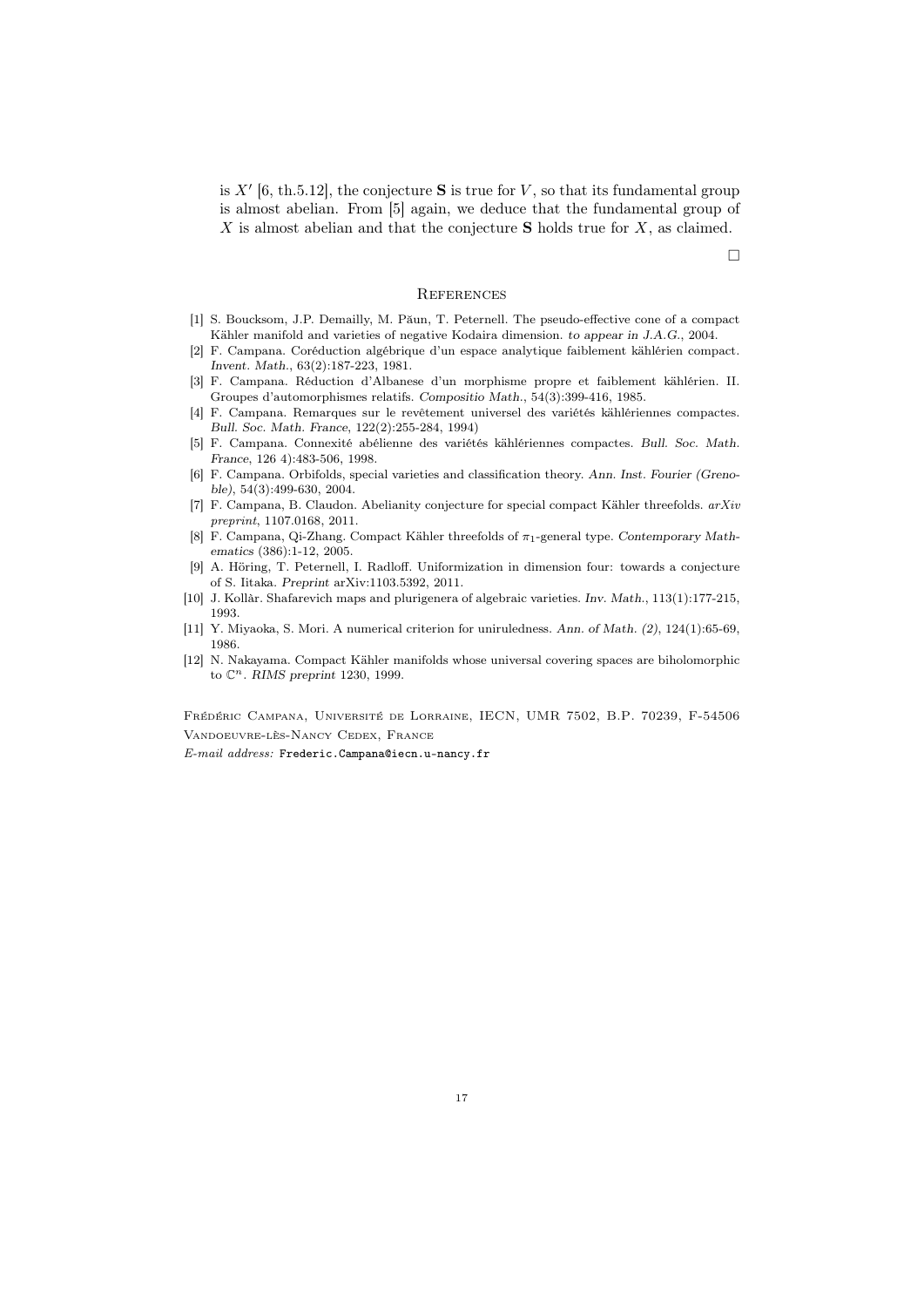is $X'$ [6, th.5.12], the conjecture **S** is true for $V$, so that its fundamental group is almost abelian. From [5] again, we deduce that the fundamental group of $X$ is almost abelian and that the conjecture **S** holds true for $X$, as claimed.

□

## References

[1] S. Boucksom, J.P. Demailly, M. Păun, T. Peternell. The pseudo-effective cone of a compact Kähler manifold and varieties of negative Kodaira dimension. *to appear in J.A.G.*, 2004.

[2] F. Campana. Coréduction algébrique d'un espace analytique faiblement kählérien compact. *Invent. Math.*, 63(2):187-223, 1981.

[3] F. Campana. Réduction d'Albanese d'un morphisme propre et faiblement kählérien. II. Groupes d'automorphismes relatifs. *Compositio Math.*, 54(3):399-416, 1985.

[4] F. Campana. Remarques sur le revêtement universel des variétés kählériennes compactes. *Bull. Soc. Math. France*, 122(2):255-284, 1994)

[5] F. Campana. Connexité abélienne des variétés kählériennes compactes. *Bull. Soc. Math. France*, 126 4):483-506, 1998.

[6] F. Campana. Orbifolds, special varieties and classification theory. *Ann. Inst. Fourier (Grenoble)*, 54(3):499-630, 2004.

[7] F. Campana, B. Claudon. Abelianity conjecture for special compact Kähler threefolds. *arXiv preprint*, 1107.0168, 2011.

[8] F. Campana, Qi-Zhang. Compact Kähler threefolds of $\pi_1$-general type. *Contemporary Mathematics* (386):1-12, 2005.

[9] A. Höring, T. Peternell, I. Radloff. Uniformization in dimension four: towards a conjecture of S. Iitaka. *Preprint* arXiv:1103.5392, 2011.

[10] J. Kollàr. Shafarevich maps and plurigenera of algebraic varieties. *Inv. Math.*, 113(1):177-215, 1993.

[11] Y. Miyaoka, S. Mori. A numerical criterion for uniruledness. *Ann. of Math. (2)*, 124(1):65-69, 1986.

[12] N. Nakayama. Compact Kähler manifolds whose universal covering spaces are biholomorphic to $\mathbb{C}^n$. *RIMS preprint* 1230, 1999.

Frédéric Campana, Université de Lorraine, IECN, UMR 7502, B.P. 70239, F-54506 Vandoeuvre-lès-Nancy Cedex, France

*E-mail address:* Frederic.Campana@iecn.u-nancy.fr